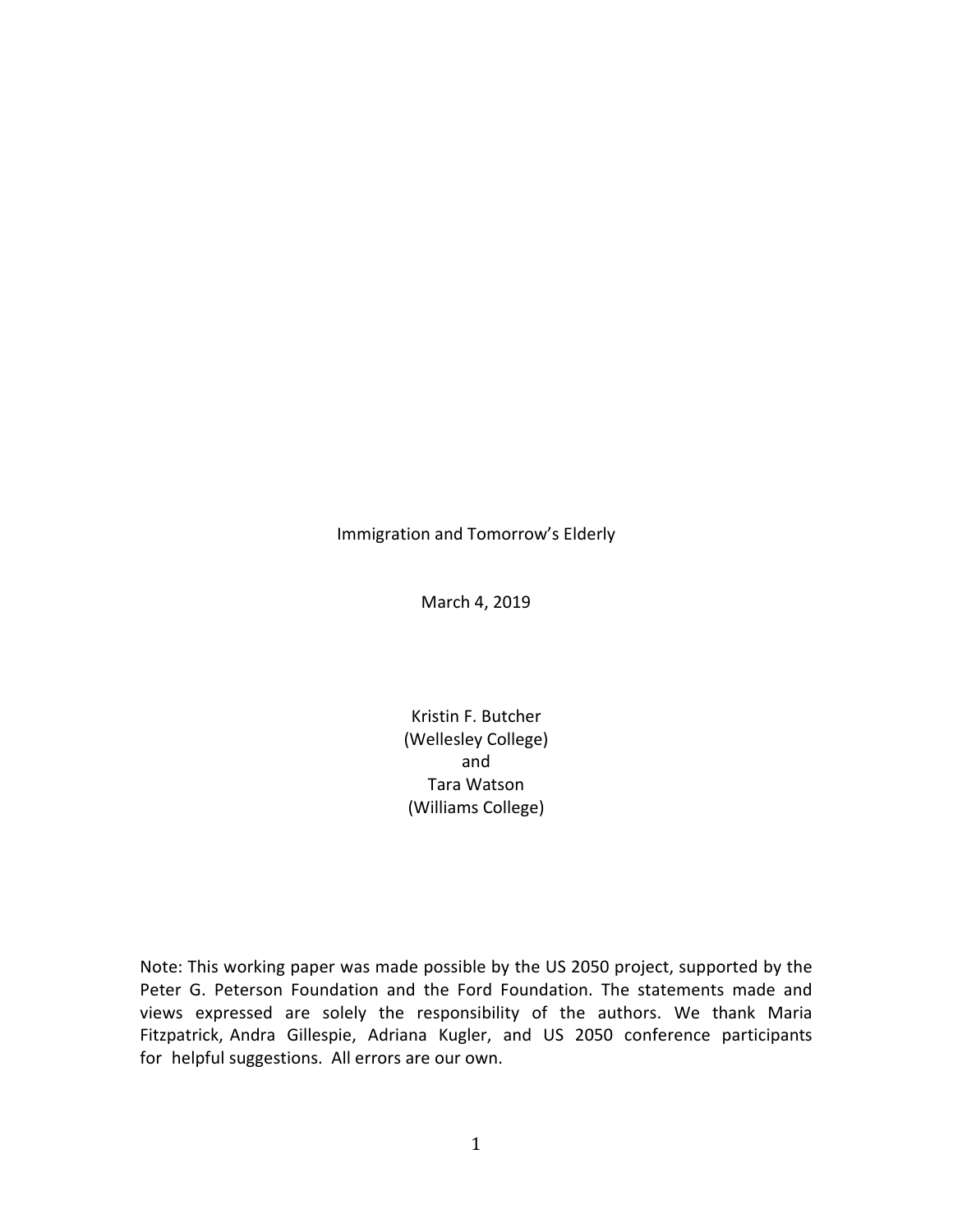# Immigration and Tomorrow's Elderly

March 4, 2019

Kristin F. Butcher
(Wellesley College)
and
Tara Watson
(Williams College)

Note: This working paper was made possible by the US 2050 project, supported by the Peter G. Peterson Foundation and the Ford Foundation. The statements made and views expressed are solely the responsibility of the authors. We thank Maria Fitzpatrick, Andra Gillespie, Adriana Kugler, and US 2050 conference participants for helpful suggestions. All errors are our own.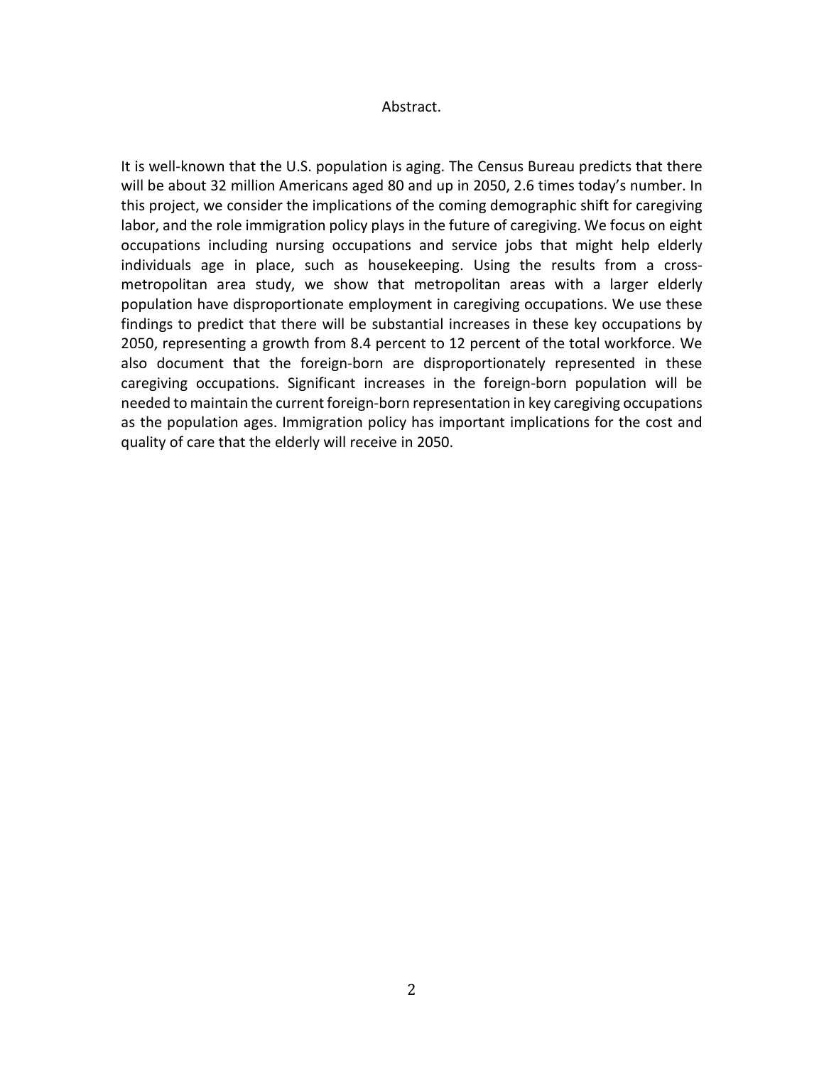## Abstract.

It is well-known that the U.S. population is aging. The Census Bureau predicts that there will be about 32 million Americans aged 80 and up in 2050, 2.6 times today's number. In this project, we consider the implications of the coming demographic shift for caregiving labor, and the role immigration policy plays in the future of caregiving. We focus on eight occupations including nursing occupations and service jobs that might help elderly individuals age in place, such as housekeeping. Using the results from a cross-metropolitan area study, we show that metropolitan areas with a larger elderly population have disproportionate employment in caregiving occupations. We use these findings to predict that there will be substantial increases in these key occupations by 2050, representing a growth from 8.4 percent to 12 percent of the total workforce. We also document that the foreign-born are disproportionately represented in these caregiving occupations. Significant increases in the foreign-born population will be needed to maintain the current foreign-born representation in key caregiving occupations as the population ages. Immigration policy has important implications for the cost and quality of care that the elderly will receive in 2050.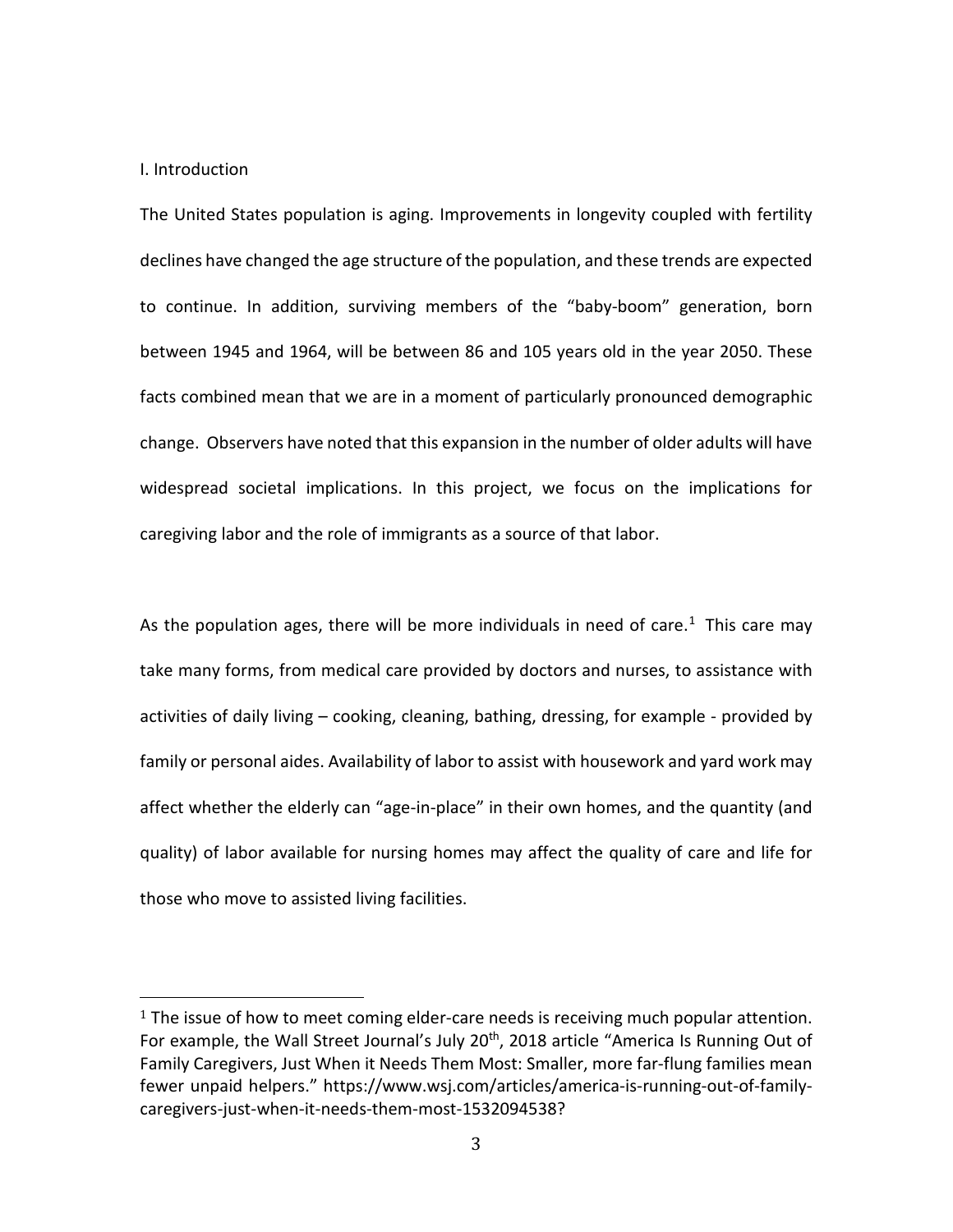## I. Introduction

The United States population is aging. Improvements in longevity coupled with fertility declines have changed the age structure of the population, and these trends are expected to continue. In addition, surviving members of the "baby-boom" generation, born between 1945 and 1964, will be between 86 and 105 years old in the year 2050. These facts combined mean that we are in a moment of particularly pronounced demographic change. Observers have noted that this expansion in the number of older adults will have widespread societal implications. In this project, we focus on the implications for caregiving labor and the role of immigrants as a source of that labor.

As the population ages, there will be more individuals in need of care.[1] This care may take many forms, from medical care provided by doctors and nurses, to assistance with activities of daily living – cooking, cleaning, bathing, dressing, for example - provided by family or personal aides. Availability of labor to assist with housework and yard work may affect whether the elderly can "age-in-place" in their own homes, and the quantity (and quality) of labor available for nursing homes may affect the quality of care and life for those who move to assisted living facilities.

[1] The issue of how to meet coming elder-care needs is receiving much popular attention. For example, the Wall Street Journal's July 20th, 2018 article "America Is Running Out of Family Caregivers, Just When it Needs Them Most: Smaller, more far-flung families mean fewer unpaid helpers." https://www.wsj.com/articles/america-is-running-out-of-family-caregivers-just-when-it-needs-them-most-1532094538?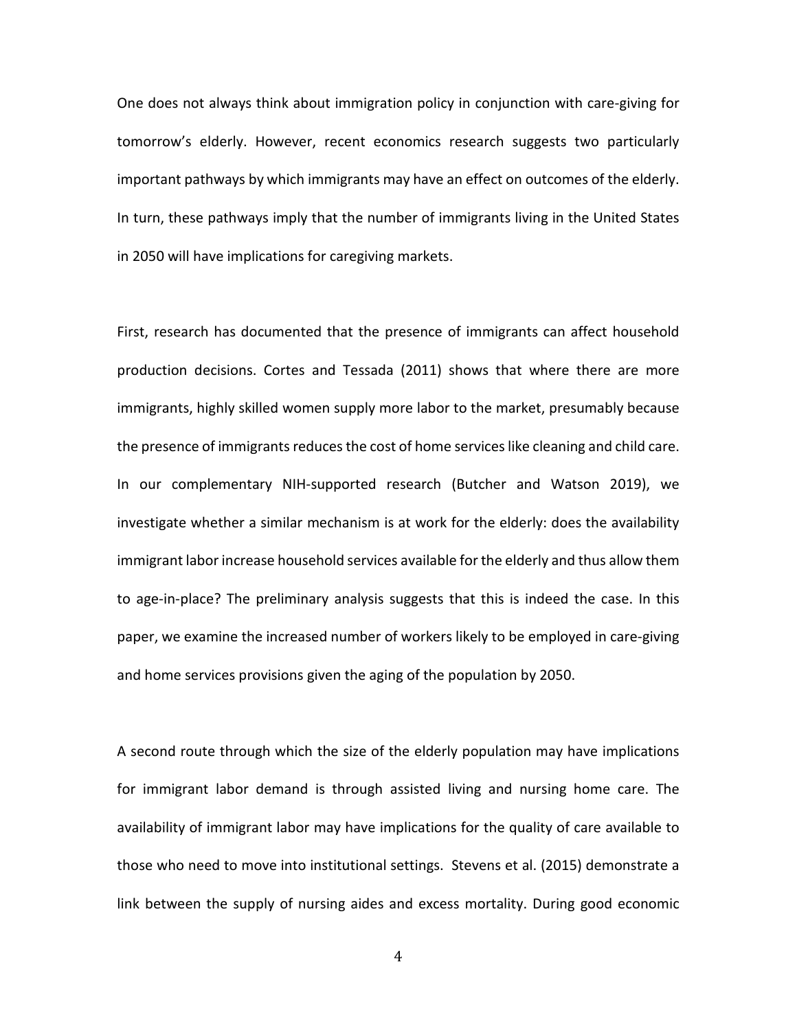One does not always think about immigration policy in conjunction with care-giving for tomorrow's elderly. However, recent economics research suggests two particularly important pathways by which immigrants may have an effect on outcomes of the elderly. In turn, these pathways imply that the number of immigrants living in the United States in 2050 will have implications for caregiving markets.

First, research has documented that the presence of immigrants can affect household production decisions. Cortes and Tessada (2011) shows that where there are more immigrants, highly skilled women supply more labor to the market, presumably because the presence of immigrants reduces the cost of home services like cleaning and child care. In our complementary NIH-supported research (Butcher and Watson 2019), we investigate whether a similar mechanism is at work for the elderly: does the availability immigrant labor increase household services available for the elderly and thus allow them to age-in-place? The preliminary analysis suggests that this is indeed the case. In this paper, we examine the increased number of workers likely to be employed in care-giving and home services provisions given the aging of the population by 2050.

A second route through which the size of the elderly population may have implications for immigrant labor demand is through assisted living and nursing home care. The availability of immigrant labor may have implications for the quality of care available to those who need to move into institutional settings. Stevens et al. (2015) demonstrate a link between the supply of nursing aides and excess mortality. During good economic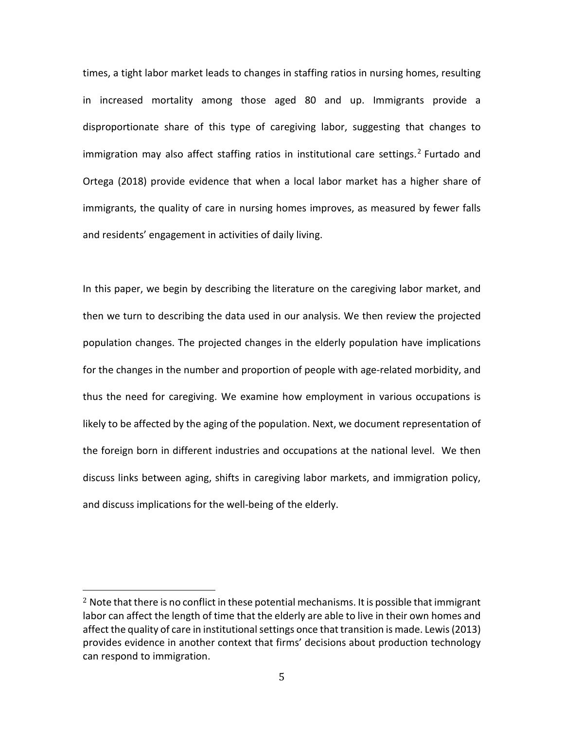times, a tight labor market leads to changes in staffing ratios in nursing homes, resulting in increased mortality among those aged 80 and up. Immigrants provide a disproportionate share of this type of caregiving labor, suggesting that changes to immigration may also affect staffing ratios in institutional care settings.[2] Furtado and Ortega (2018) provide evidence that when a local labor market has a higher share of immigrants, the quality of care in nursing homes improves, as measured by fewer falls and residents' engagement in activities of daily living.

In this paper, we begin by describing the literature on the caregiving labor market, and then we turn to describing the data used in our analysis. We then review the projected population changes. The projected changes in the elderly population have implications for the changes in the number and proportion of people with age-related morbidity, and thus the need for caregiving. We examine how employment in various occupations is likely to be affected by the aging of the population. Next, we document representation of the foreign born in different industries and occupations at the national level. We then discuss links between aging, shifts in caregiving labor markets, and immigration policy, and discuss implications for the well-being of the elderly.

---

[2] Note that there is no conflict in these potential mechanisms. It is possible that immigrant labor can affect the length of time that the elderly are able to live in their own homes and affect the quality of care in institutional settings once that transition is made. Lewis (2013) provides evidence in another context that firms' decisions about production technology can respond to immigration.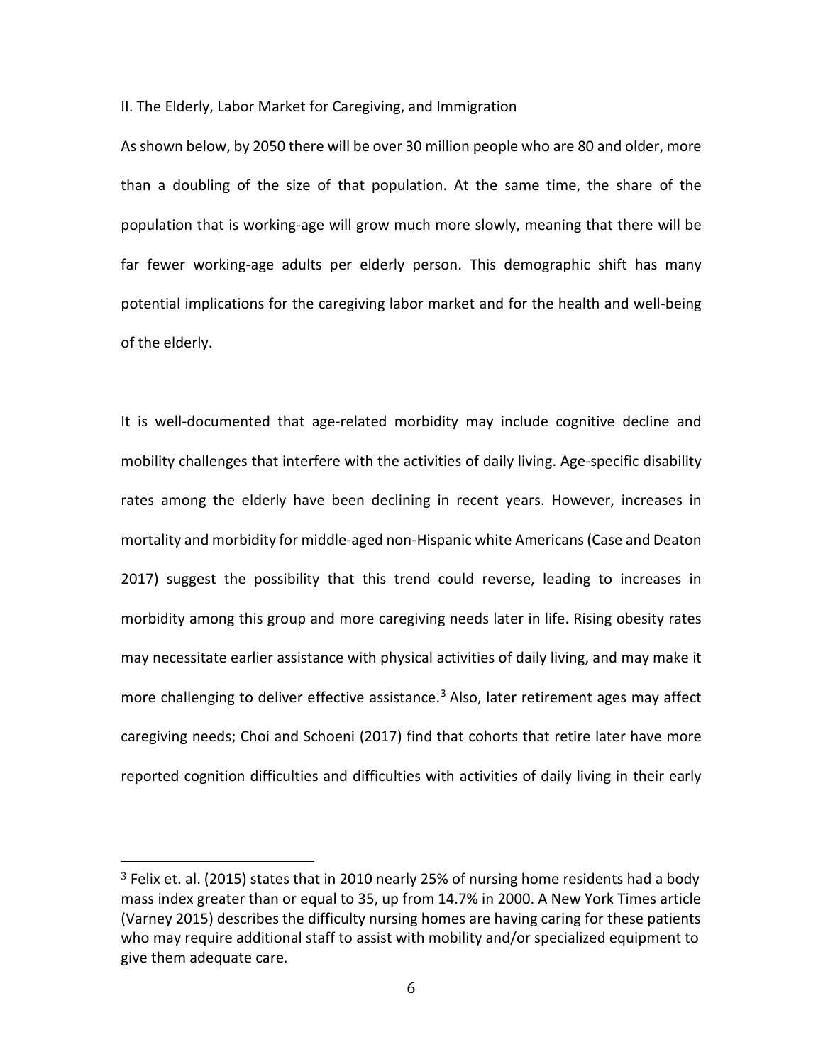## II. The Elderly, Labor Market for Caregiving, and Immigration

As shown below, by 2050 there will be over 30 million people who are 80 and older, more than a doubling of the size of that population. At the same time, the share of the population that is working-age will grow much more slowly, meaning that there will be far fewer working-age adults per elderly person. This demographic shift has many potential implications for the caregiving labor market and for the health and well-being of the elderly.

It is well-documented that age-related morbidity may include cognitive decline and mobility challenges that interfere with the activities of daily living. Age-specific disability rates among the elderly have been declining in recent years. However, increases in mortality and morbidity for middle-aged non-Hispanic white Americans (Case and Deaton 2017) suggest the possibility that this trend could reverse, leading to increases in morbidity among this group and more caregiving needs later in life. Rising obesity rates may necessitate earlier assistance with physical activities of daily living, and may make it more challenging to deliver effective assistance.[3] Also, later retirement ages may affect caregiving needs; Choi and Schoeni (2017) find that cohorts that retire later have more reported cognition difficulties and difficulties with activities of daily living in their early

[3] Felix et. al. (2015) states that in 2010 nearly 25% of nursing home residents had a body mass index greater than or equal to 35, up from 14.7% in 2000. A New York Times article (Varney 2015) describes the difficulty nursing homes are having caring for these patients who may require additional staff to assist with mobility and/or specialized equipment to give them adequate care.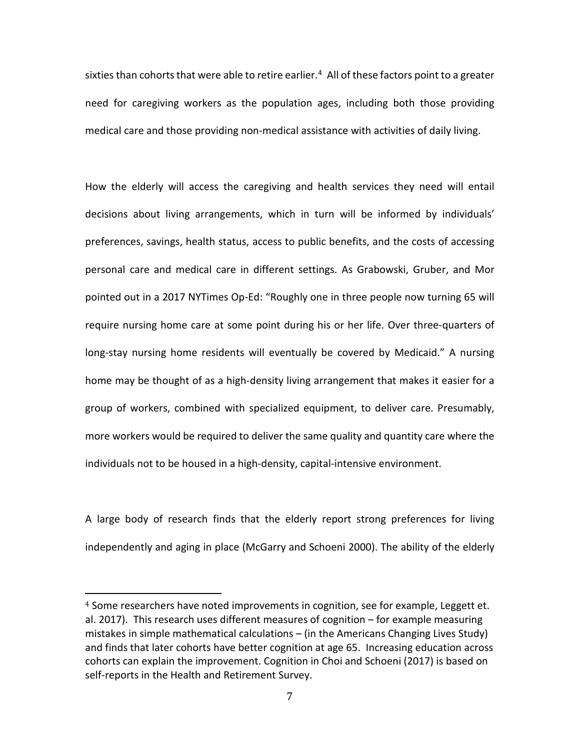sixties than cohorts that were able to retire earlier.[4] All of these factors point to a greater need for caregiving workers as the population ages, including both those providing medical care and those providing non-medical assistance with activities of daily living.

How the elderly will access the caregiving and health services they need will entail decisions about living arrangements, which in turn will be informed by individuals' preferences, savings, health status, access to public benefits, and the costs of accessing personal care and medical care in different settings. As Grabowski, Gruber, and Mor pointed out in a 2017 NYTimes Op-Ed: "Roughly one in three people now turning 65 will require nursing home care at some point during his or her life. Over three-quarters of long-stay nursing home residents will eventually be covered by Medicaid." A nursing home may be thought of as a high-density living arrangement that makes it easier for a group of workers, combined with specialized equipment, to deliver care. Presumably, more workers would be required to deliver the same quality and quantity care where the individuals not to be housed in a high-density, capital-intensive environment.

A large body of research finds that the elderly report strong preferences for living independently and aging in place (McGarry and Schoeni 2000). The ability of the elderly

---

[4] Some researchers have noted improvements in cognition, see for example, Leggett et. al. 2017). This research uses different measures of cognition – for example measuring mistakes in simple mathematical calculations – (in the Americans Changing Lives Study) and finds that later cohorts have better cognition at age 65. Increasing education across cohorts can explain the improvement. Cognition in Choi and Schoeni (2017) is based on self-reports in the Health and Retirement Survey.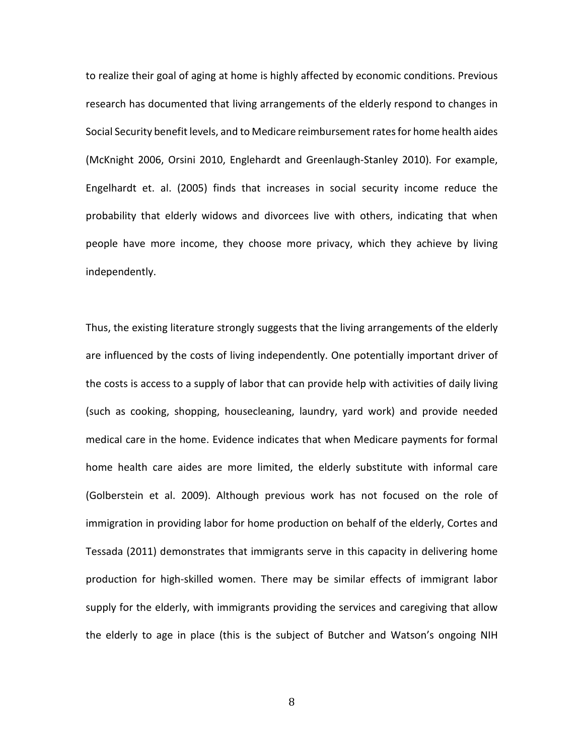to realize their goal of aging at home is highly affected by economic conditions. Previous research has documented that living arrangements of the elderly respond to changes in Social Security benefit levels, and to Medicare reimbursement rates for home health aides (McKnight 2006, Orsini 2010, Englehardt and Greenlaugh-Stanley 2010). For example, Engelhardt et. al. (2005) finds that increases in social security income reduce the probability that elderly widows and divorcees live with others, indicating that when people have more income, they choose more privacy, which they achieve by living independently.

Thus, the existing literature strongly suggests that the living arrangements of the elderly are influenced by the costs of living independently. One potentially important driver of the costs is access to a supply of labor that can provide help with activities of daily living (such as cooking, shopping, housecleaning, laundry, yard work) and provide needed medical care in the home. Evidence indicates that when Medicare payments for formal home health care aides are more limited, the elderly substitute with informal care (Golberstein et al. 2009). Although previous work has not focused on the role of immigration in providing labor for home production on behalf of the elderly, Cortes and Tessada (2011) demonstrates that immigrants serve in this capacity in delivering home production for high-skilled women. There may be similar effects of immigrant labor supply for the elderly, with immigrants providing the services and caregiving that allow the elderly to age in place (this is the subject of Butcher and Watson's ongoing NIH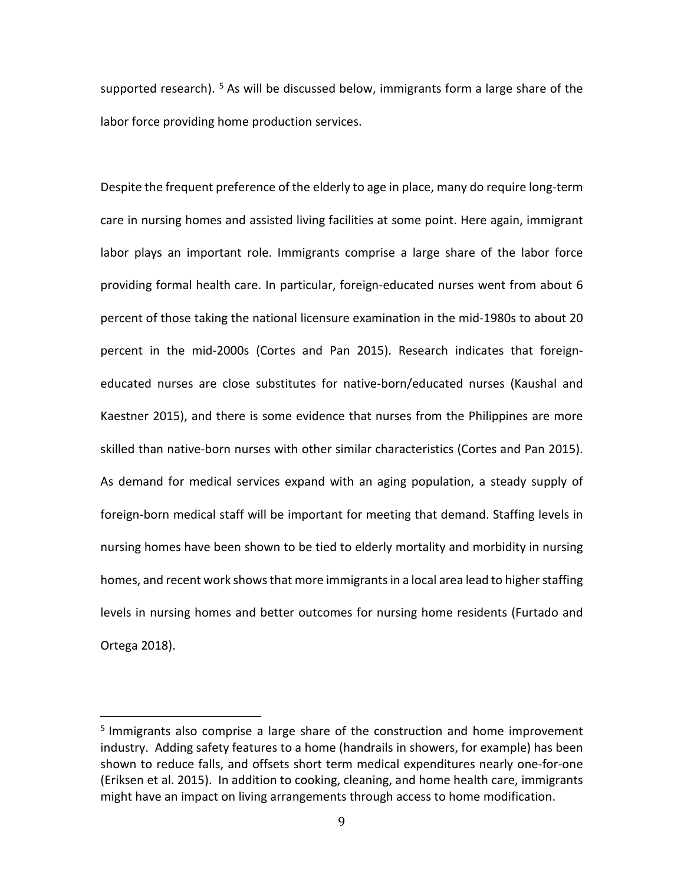supported research). [5] As will be discussed below, immigrants form a large share of the labor force providing home production services.

Despite the frequent preference of the elderly to age in place, many do require long-term care in nursing homes and assisted living facilities at some point. Here again, immigrant labor plays an important role. Immigrants comprise a large share of the labor force providing formal health care. In particular, foreign-educated nurses went from about 6 percent of those taking the national licensure examination in the mid-1980s to about 20 percent in the mid-2000s (Cortes and Pan 2015). Research indicates that foreign-educated nurses are close substitutes for native-born/educated nurses (Kaushal and Kaestner 2015), and there is some evidence that nurses from the Philippines are more skilled than native-born nurses with other similar characteristics (Cortes and Pan 2015). As demand for medical services expand with an aging population, a steady supply of foreign-born medical staff will be important for meeting that demand. Staffing levels in nursing homes have been shown to be tied to elderly mortality and morbidity in nursing homes, and recent work shows that more immigrants in a local area lead to higher staffing levels in nursing homes and better outcomes for nursing home residents (Furtado and Ortega 2018).

[5] Immigrants also comprise a large share of the construction and home improvement industry. Adding safety features to a home (handrails in showers, for example) has been shown to reduce falls, and offsets short term medical expenditures nearly one-for-one (Eriksen et al. 2015). In addition to cooking, cleaning, and home health care, immigrants might have an impact on living arrangements through access to home modification.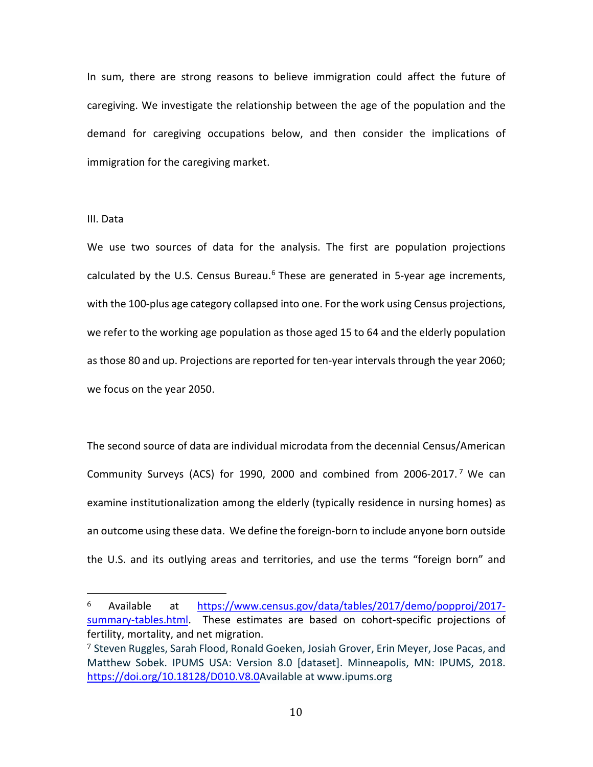In sum, there are strong reasons to believe immigration could affect the future of caregiving. We investigate the relationship between the age of the population and the demand for caregiving occupations below, and then consider the implications of immigration for the caregiving market.

## III. Data

We use two sources of data for the analysis. The first are population projections calculated by the U.S. Census Bureau.[6] These are generated in 5-year age increments, with the 100-plus age category collapsed into one. For the work using Census projections, we refer to the working age population as those aged 15 to 64 and the elderly population as those 80 and up. Projections are reported for ten-year intervals through the year 2060; we focus on the year 2050.

The second source of data are individual microdata from the decennial Census/American Community Surveys (ACS) for 1990, 2000 and combined from 2006-2017.[7] We can examine institutionalization among the elderly (typically residence in nursing homes) as an outcome using these data. We define the foreign-born to include anyone born outside the U.S. and its outlying areas and territories, and use the terms "foreign born" and

---

[6] Available at https://www.census.gov/data/tables/2017/demo/popproj/2017-summary-tables.html. These estimates are based on cohort-specific projections of fertility, mortality, and net migration.

[7] Steven Ruggles, Sarah Flood, Ronald Goeken, Josiah Grover, Erin Meyer, Jose Pacas, and Matthew Sobek. IPUMS USA: Version 8.0 [dataset]. Minneapolis, MN: IPUMS, 2018. https://doi.org/10.18128/D010.V8.0Available at www.ipums.org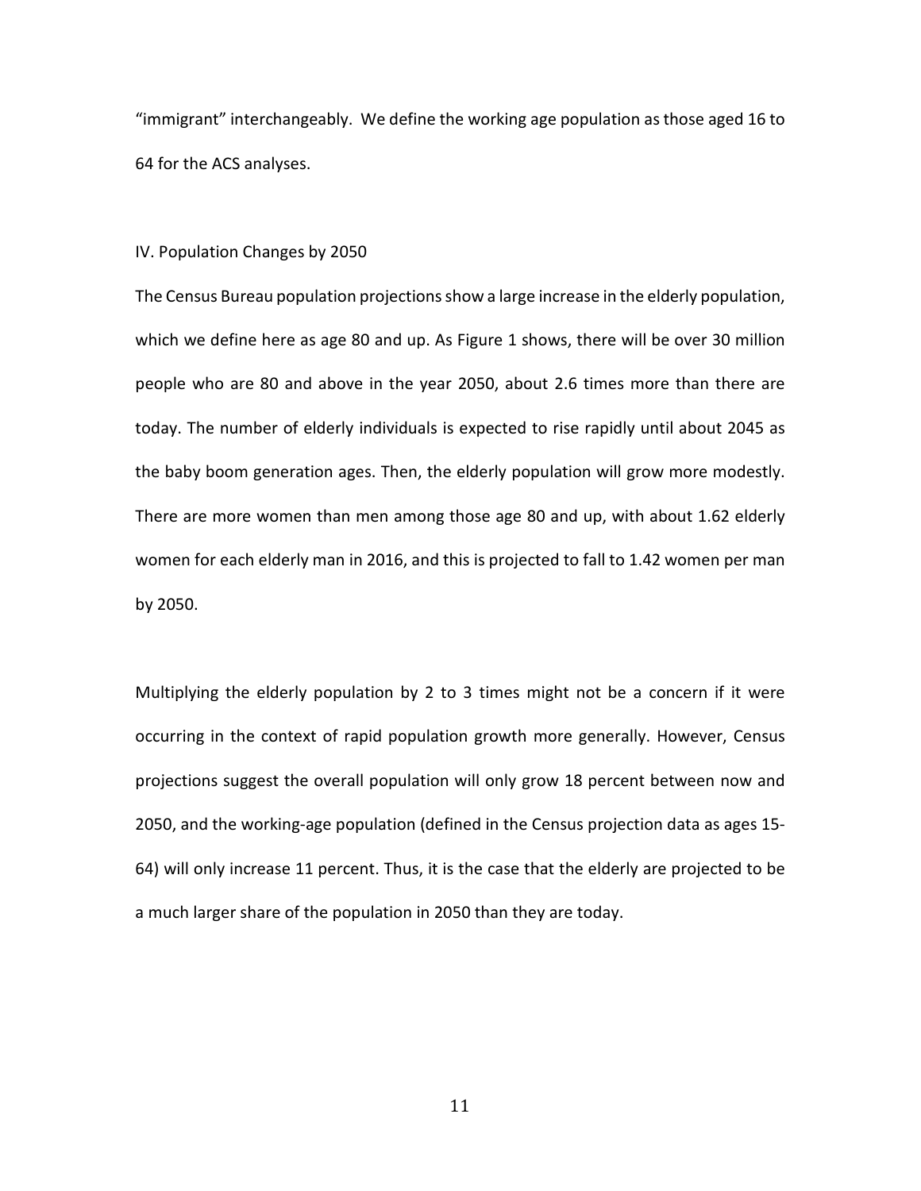"immigrant" interchangeably. We define the working age population as those aged 16 to 64 for the ACS analyses.

## IV. Population Changes by 2050

The Census Bureau population projections show a large increase in the elderly population, which we define here as age 80 and up. As Figure 1 shows, there will be over 30 million people who are 80 and above in the year 2050, about 2.6 times more than there are today. The number of elderly individuals is expected to rise rapidly until about 2045 as the baby boom generation ages. Then, the elderly population will grow more modestly. There are more women than men among those age 80 and up, with about 1.62 elderly women for each elderly man in 2016, and this is projected to fall to 1.42 women per man by 2050.

Multiplying the elderly population by 2 to 3 times might not be a concern if it were occurring in the context of rapid population growth more generally. However, Census projections suggest the overall population will only grow 18 percent between now and 2050, and the working-age population (defined in the Census projection data as ages 15-64) will only increase 11 percent. Thus, it is the case that the elderly are projected to be a much larger share of the population in 2050 than they are today.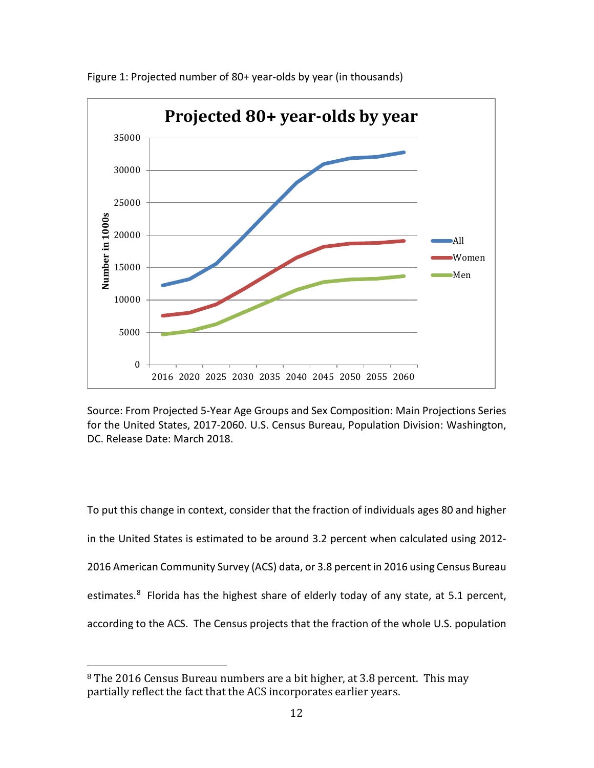Figure 1: Projected number of 80+ year-olds by year (in thousands)

Source: From Projected 5-Year Age Groups and Sex Composition: Main Projections Series for the United States, 2017-2060. U.S. Census Bureau, Population Division: Washington, DC. Release Date: March 2018.

To put this change in context, consider that the fraction of individuals ages 80 and higher in the United States is estimated to be around 3.2 percent when calculated using 2012-2016 American Community Survey (ACS) data, or 3.8 percent in 2016 using Census Bureau estimates.[8] Florida has the highest share of elderly today of any state, at 5.1 percent, according to the ACS. The Census projects that the fraction of the whole U.S. population

[8] The 2016 Census Bureau numbers are a bit higher, at 3.8 percent. This may partially reflect the fact that the ACS incorporates earlier years.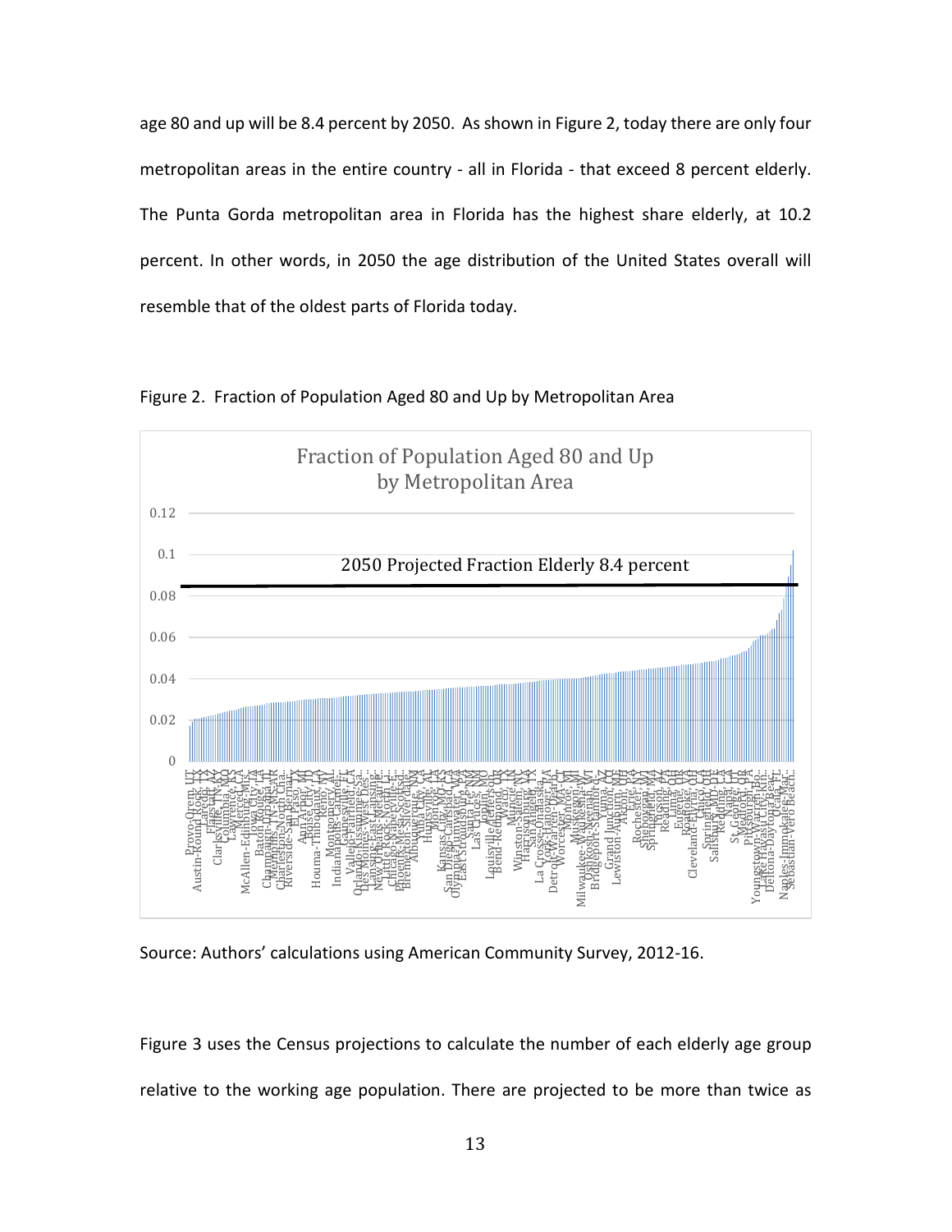age 80 and up will be 8.4 percent by 2050. As shown in Figure 2, today there are only four metropolitan areas in the entire country - all in Florida - that exceed 8 percent elderly. The Punta Gorda metropolitan area in Florida has the highest share elderly, at 10.2 percent. In other words, in 2050 the age distribution of the United States overall will resemble that of the oldest parts of Florida today.

Figure 2. Fraction of Population Aged 80 and Up by Metropolitan Area

Source: Authors' calculations using American Community Survey, 2012-16.

Figure 3 uses the Census projections to calculate the number of each elderly age group relative to the working age population. There are projected to be more than twice as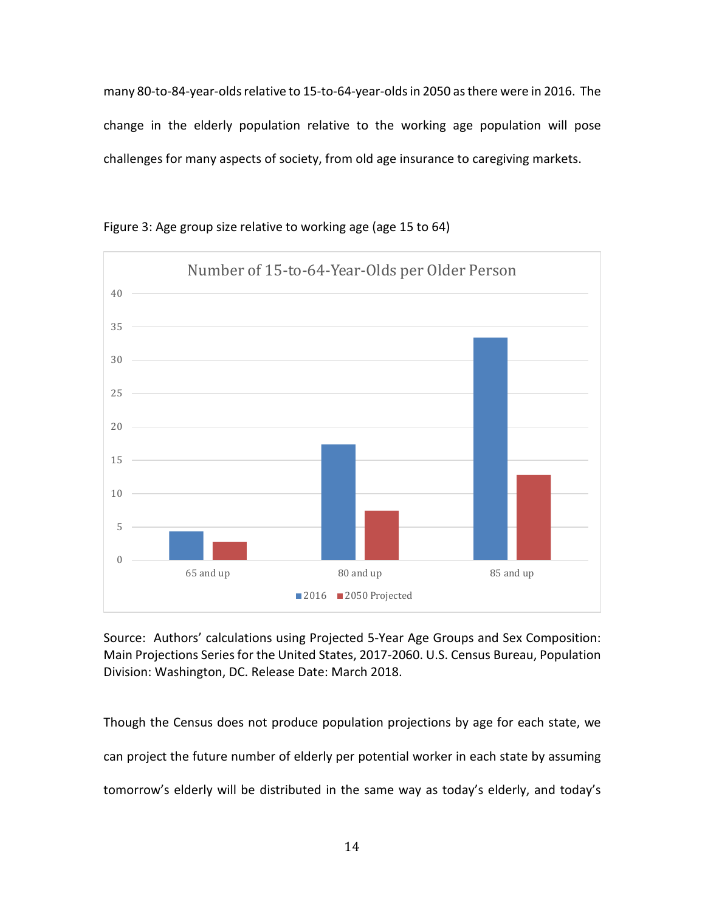many 80-to-84-year-olds relative to 15-to-64-year-olds in 2050 as there were in 2016. The change in the elderly population relative to the working age population will pose challenges for many aspects of society, from old age insurance to caregiving markets.

Figure 3: Age group size relative to working age (age 15 to 64)

Source: Authors' calculations using Projected 5-Year Age Groups and Sex Composition: Main Projections Series for the United States, 2017-2060. U.S. Census Bureau, Population Division: Washington, DC. Release Date: March 2018.

Though the Census does not produce population projections by age for each state, we can project the future number of elderly per potential worker in each state by assuming tomorrow's elderly will be distributed in the same way as today's elderly, and today's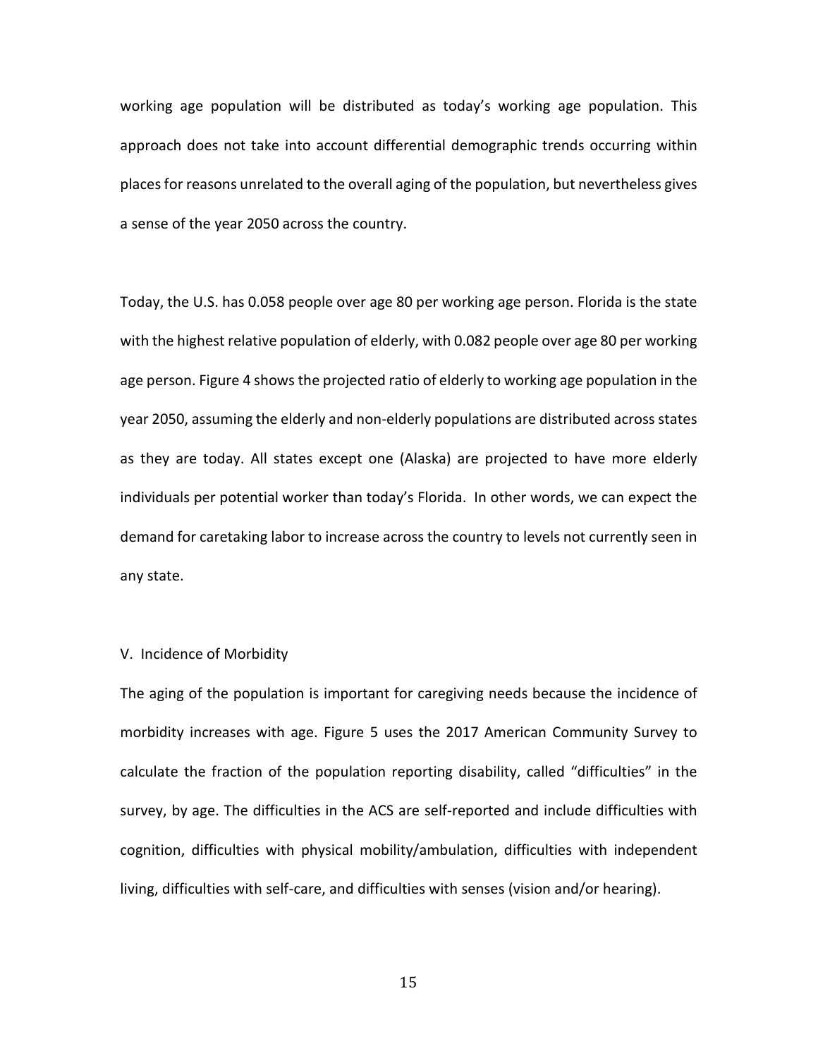working age population will be distributed as today's working age population. This approach does not take into account differential demographic trends occurring within places for reasons unrelated to the overall aging of the population, but nevertheless gives a sense of the year 2050 across the country.

Today, the U.S. has 0.058 people over age 80 per working age person. Florida is the state with the highest relative population of elderly, with 0.082 people over age 80 per working age person. Figure 4 shows the projected ratio of elderly to working age population in the year 2050, assuming the elderly and non-elderly populations are distributed across states as they are today. All states except one (Alaska) are projected to have more elderly individuals per potential worker than today's Florida. In other words, we can expect the demand for caretaking labor to increase across the country to levels not currently seen in any state.

## V. Incidence of Morbidity

The aging of the population is important for caregiving needs because the incidence of morbidity increases with age. Figure 5 uses the 2017 American Community Survey to calculate the fraction of the population reporting disability, called "difficulties" in the survey, by age. The difficulties in the ACS are self-reported and include difficulties with cognition, difficulties with physical mobility/ambulation, difficulties with independent living, difficulties with self-care, and difficulties with senses (vision and/or hearing).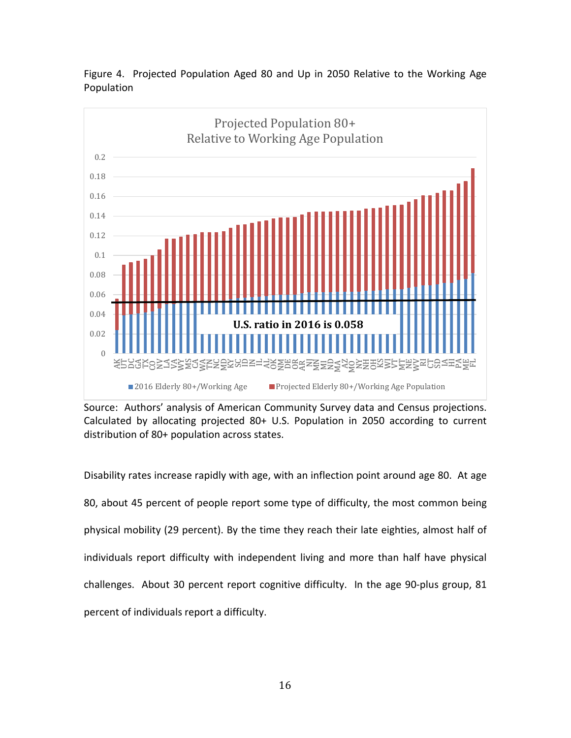Figure 4. Projected Population Aged 80 and Up in 2050 Relative to the Working Age Population

Source: Authors' analysis of American Community Survey data and Census projections. Calculated by allocating projected 80+ U.S. Population in 2050 according to current distribution of 80+ population across states.

Disability rates increase rapidly with age, with an inflection point around age 80. At age 80, about 45 percent of people report some type of difficulty, the most common being physical mobility (29 percent). By the time they reach their late eighties, almost half of individuals report difficulty with independent living and more than half have physical challenges. About 30 percent report cognitive difficulty. In the age 90-plus group, 81 percent of individuals report a difficulty.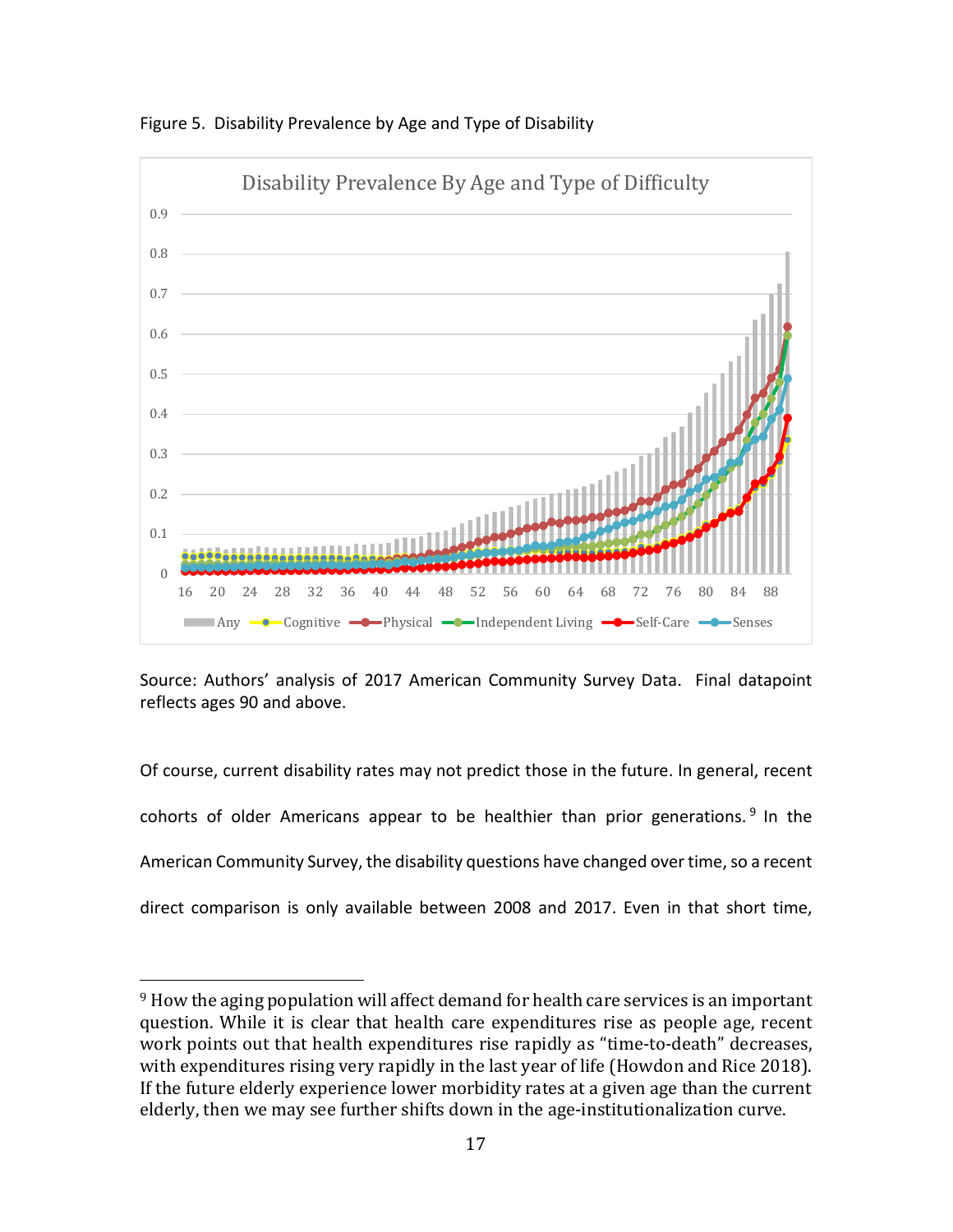Figure 5. Disability Prevalence by Age and Type of Disability

Source: Authors' analysis of 2017 American Community Survey Data. Final datapoint reflects ages 90 and above.

Of course, current disability rates may not predict those in the future. In general, recent cohorts of older Americans appear to be healthier than prior generations.[9] In the American Community Survey, the disability questions have changed over time, so a recent direct comparison is only available between 2008 and 2017. Even in that short time,

---

[9] How the aging population will affect demand for health care services is an important question. While it is clear that health care expenditures rise as people age, recent work points out that health expenditures rise rapidly as "time-to-death" decreases, with expenditures rising very rapidly in the last year of life (Howdon and Rice 2018). If the future elderly experience lower morbidity rates at a given age than the current elderly, then we may see further shifts down in the age-institutionalization curve.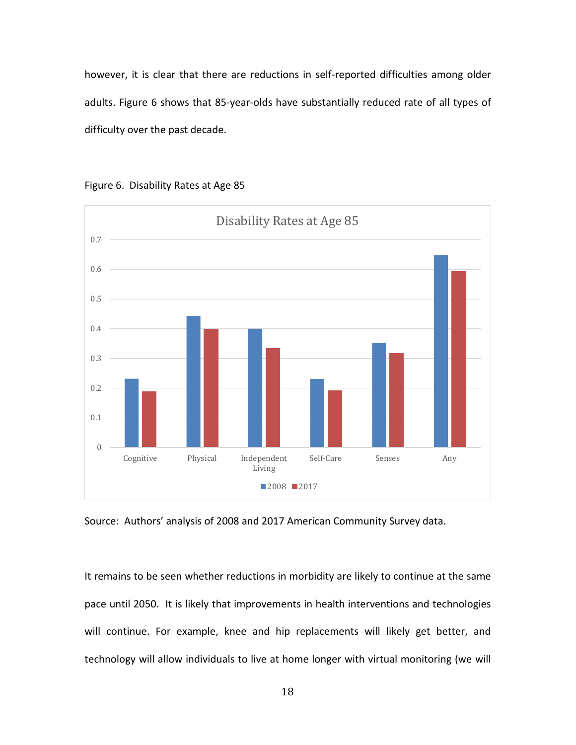however, it is clear that there are reductions in self-reported difficulties among older adults. Figure 6 shows that 85-year-olds have substantially reduced rate of all types of difficulty over the past decade.

Figure 6. Disability Rates at Age 85

Source: Authors' analysis of 2008 and 2017 American Community Survey data.

It remains to be seen whether reductions in morbidity are likely to continue at the same pace until 2050. It is likely that improvements in health interventions and technologies will continue. For example, knee and hip replacements will likely get better, and technology will allow individuals to live at home longer with virtual monitoring (we will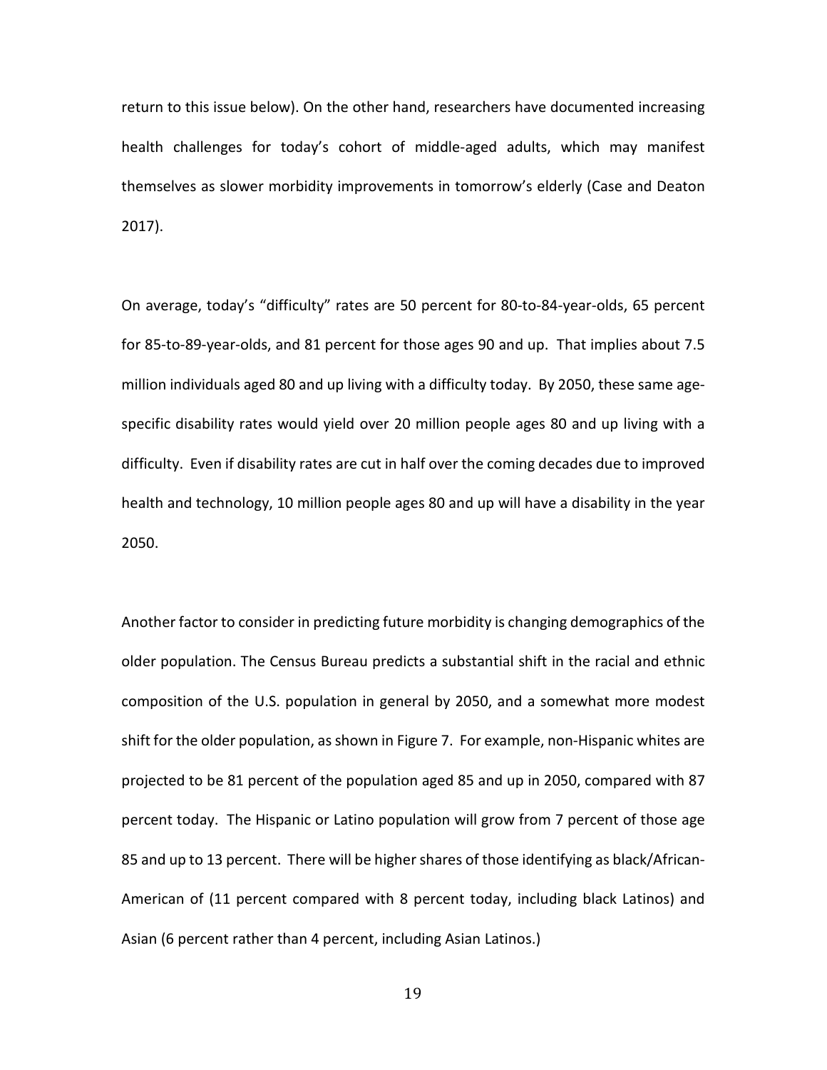return to this issue below). On the other hand, researchers have documented increasing health challenges for today's cohort of middle-aged adults, which may manifest themselves as slower morbidity improvements in tomorrow's elderly (Case and Deaton 2017).

On average, today's "difficulty" rates are 50 percent for 80-to-84-year-olds, 65 percent for 85-to-89-year-olds, and 81 percent for those ages 90 and up. That implies about 7.5 million individuals aged 80 and up living with a difficulty today. By 2050, these same age-specific disability rates would yield over 20 million people ages 80 and up living with a difficulty. Even if disability rates are cut in half over the coming decades due to improved health and technology, 10 million people ages 80 and up will have a disability in the year 2050.

Another factor to consider in predicting future morbidity is changing demographics of the older population. The Census Bureau predicts a substantial shift in the racial and ethnic composition of the U.S. population in general by 2050, and a somewhat more modest shift for the older population, as shown in Figure 7. For example, non-Hispanic whites are projected to be 81 percent of the population aged 85 and up in 2050, compared with 87 percent today. The Hispanic or Latino population will grow from 7 percent of those age 85 and up to 13 percent. There will be higher shares of those identifying as black/African-American of (11 percent compared with 8 percent today, including black Latinos) and Asian (6 percent rather than 4 percent, including Asian Latinos.)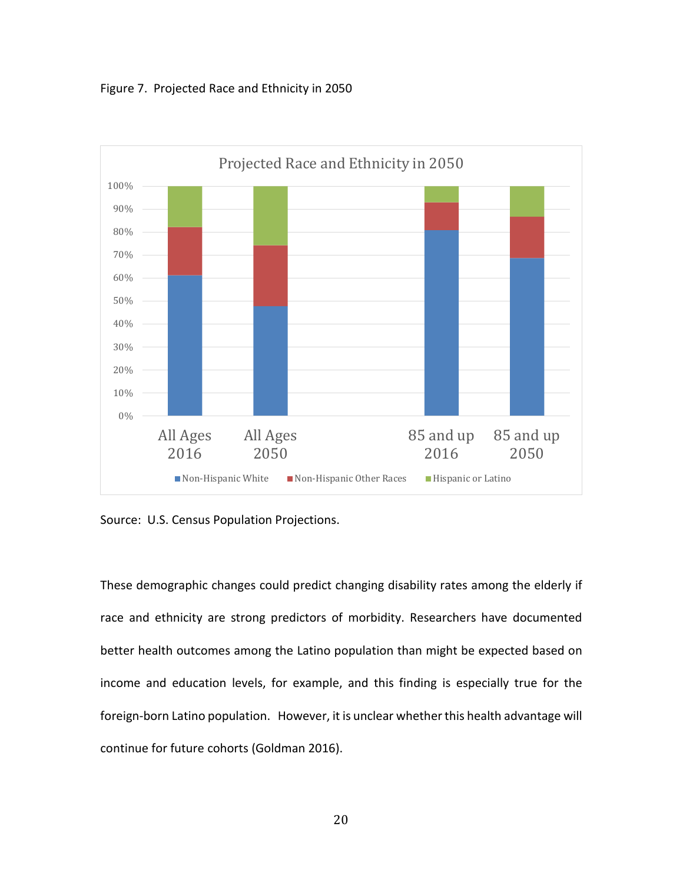Figure 7. Projected Race and Ethnicity in 2050

Source: U.S. Census Population Projections.

These demographic changes could predict changing disability rates among the elderly if race and ethnicity are strong predictors of morbidity. Researchers have documented better health outcomes among the Latino population than might be expected based on income and education levels, for example, and this finding is especially true for the foreign-born Latino population. However, it is unclear whether this health advantage will continue for future cohorts (Goldman 2016).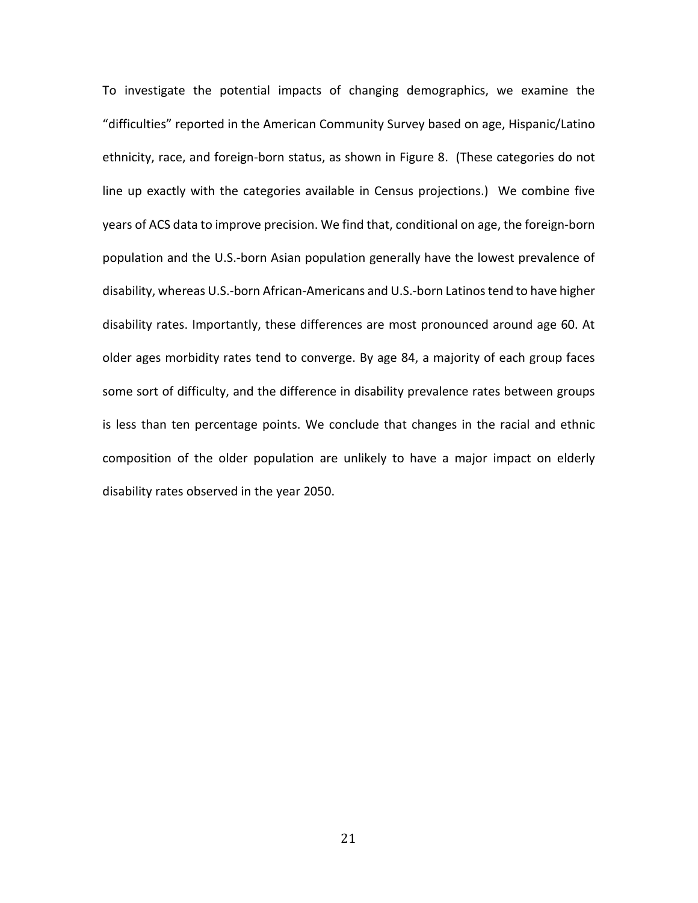To investigate the potential impacts of changing demographics, we examine the "difficulties" reported in the American Community Survey based on age, Hispanic/Latino ethnicity, race, and foreign-born status, as shown in Figure 8. (These categories do not line up exactly with the categories available in Census projections.) We combine five years of ACS data to improve precision. We find that, conditional on age, the foreign-born population and the U.S.-born Asian population generally have the lowest prevalence of disability, whereas U.S.-born African-Americans and U.S.-born Latinos tend to have higher disability rates. Importantly, these differences are most pronounced around age 60. At older ages morbidity rates tend to converge. By age 84, a majority of each group faces some sort of difficulty, and the difference in disability prevalence rates between groups is less than ten percentage points. We conclude that changes in the racial and ethnic composition of the older population are unlikely to have a major impact on elderly disability rates observed in the year 2050.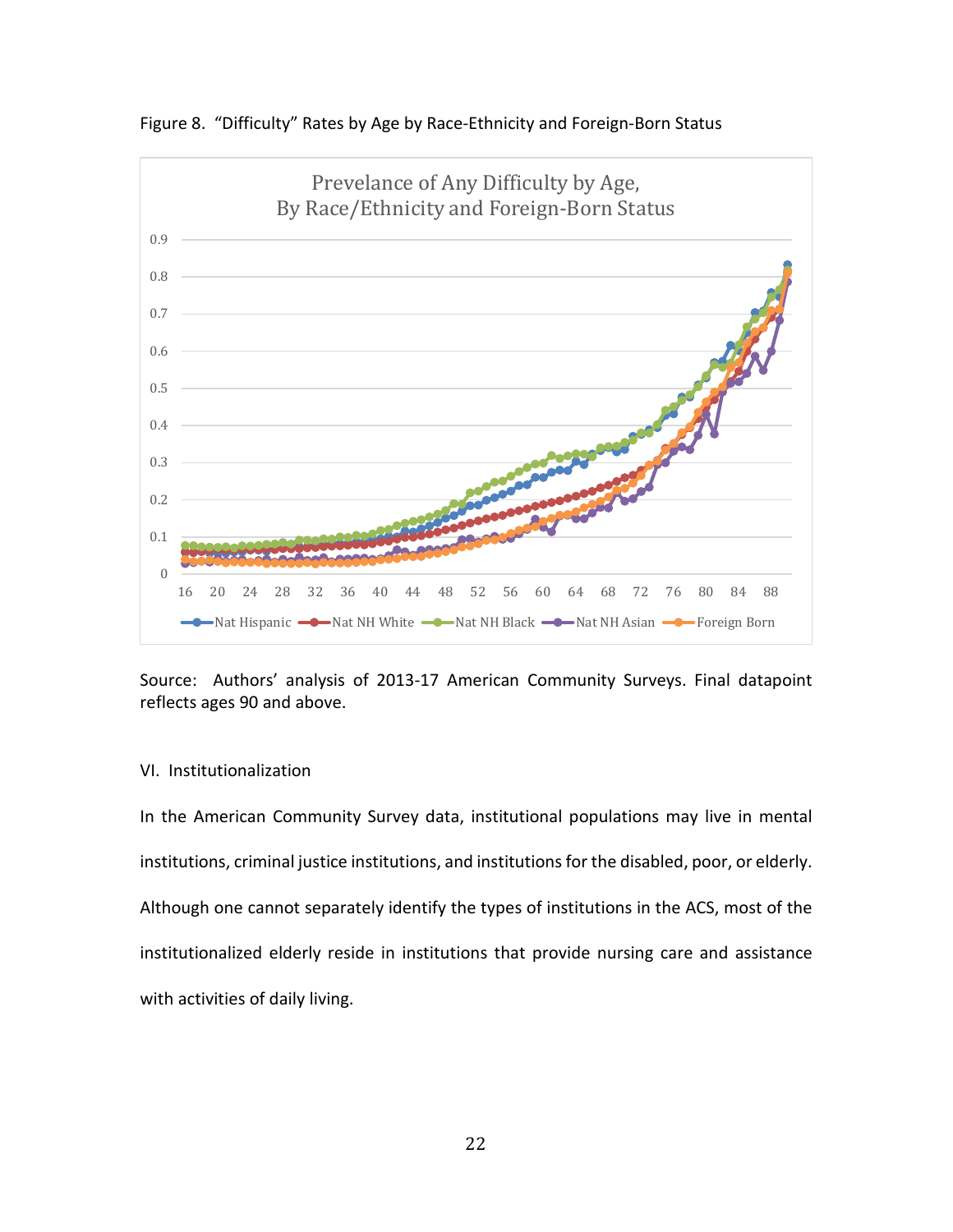Figure 8. "Difficulty" Rates by Age by Race-Ethnicity and Foreign-Born Status

Source: Authors' analysis of 2013-17 American Community Surveys. Final datapoint reflects ages 90 and above.

## VI. Institutionalization

In the American Community Survey data, institutional populations may live in mental institutions, criminal justice institutions, and institutions for the disabled, poor, or elderly. Although one cannot separately identify the types of institutions in the ACS, most of the institutionalized elderly reside in institutions that provide nursing care and assistance with activities of daily living.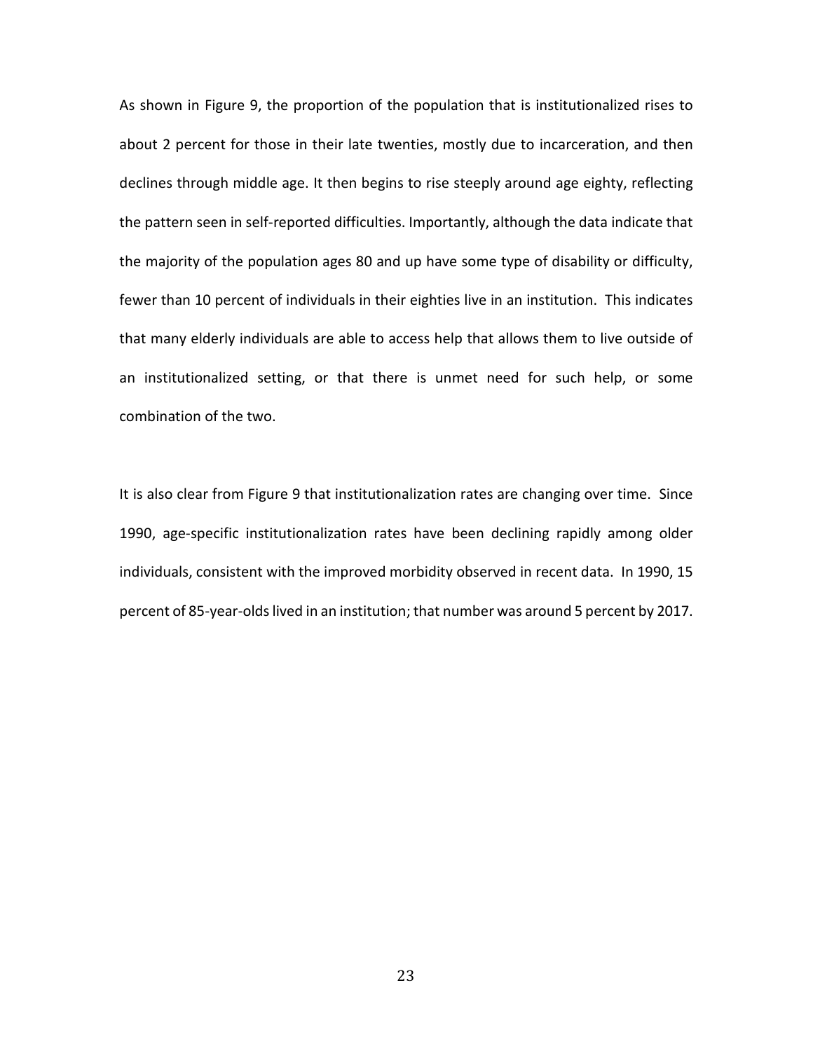As shown in Figure 9, the proportion of the population that is institutionalized rises to about 2 percent for those in their late twenties, mostly due to incarceration, and then declines through middle age. It then begins to rise steeply around age eighty, reflecting the pattern seen in self-reported difficulties. Importantly, although the data indicate that the majority of the population ages 80 and up have some type of disability or difficulty, fewer than 10 percent of individuals in their eighties live in an institution. This indicates that many elderly individuals are able to access help that allows them to live outside of an institutionalized setting, or that there is unmet need for such help, or some combination of the two.

It is also clear from Figure 9 that institutionalization rates are changing over time. Since 1990, age-specific institutionalization rates have been declining rapidly among older individuals, consistent with the improved morbidity observed in recent data. In 1990, 15 percent of 85-year-olds lived in an institution; that number was around 5 percent by 2017.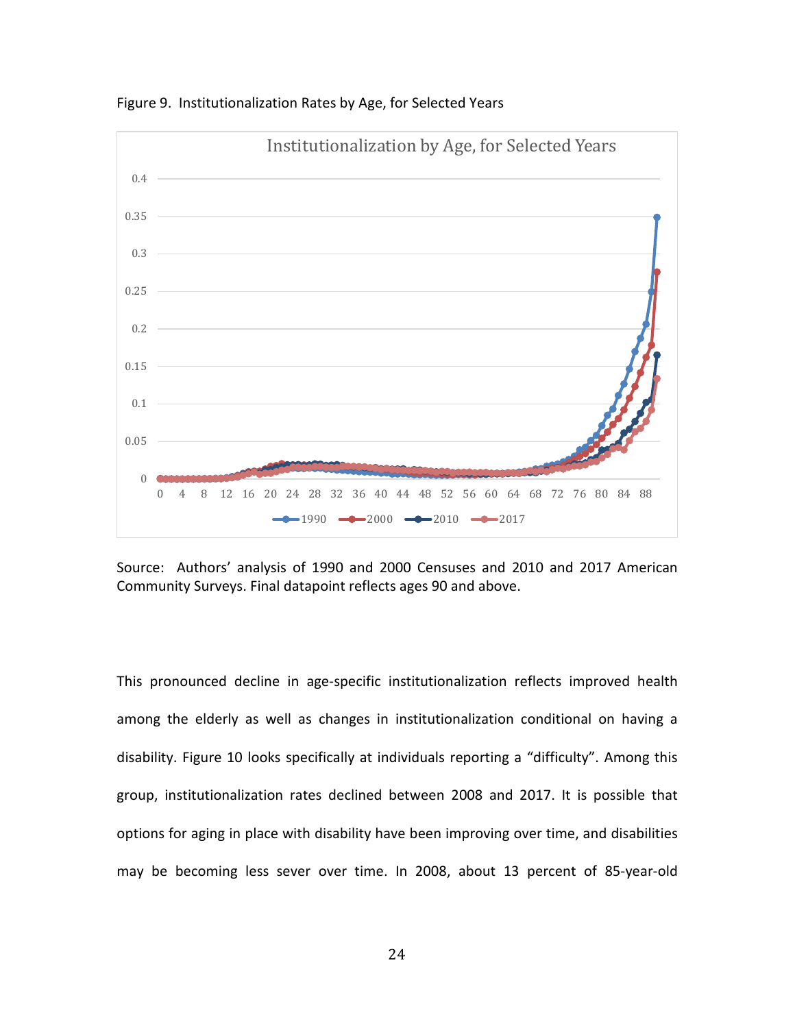Figure 9. Institutionalization Rates by Age, for Selected Years

Source: Authors' analysis of 1990 and 2000 Censuses and 2010 and 2017 American Community Surveys. Final datapoint reflects ages 90 and above.

This pronounced decline in age-specific institutionalization reflects improved health among the elderly as well as changes in institutionalization conditional on having a disability. Figure 10 looks specifically at individuals reporting a "difficulty". Among this group, institutionalization rates declined between 2008 and 2017. It is possible that options for aging in place with disability have been improving over time, and disabilities may be becoming less sever over time. In 2008, about 13 percent of 85-year-old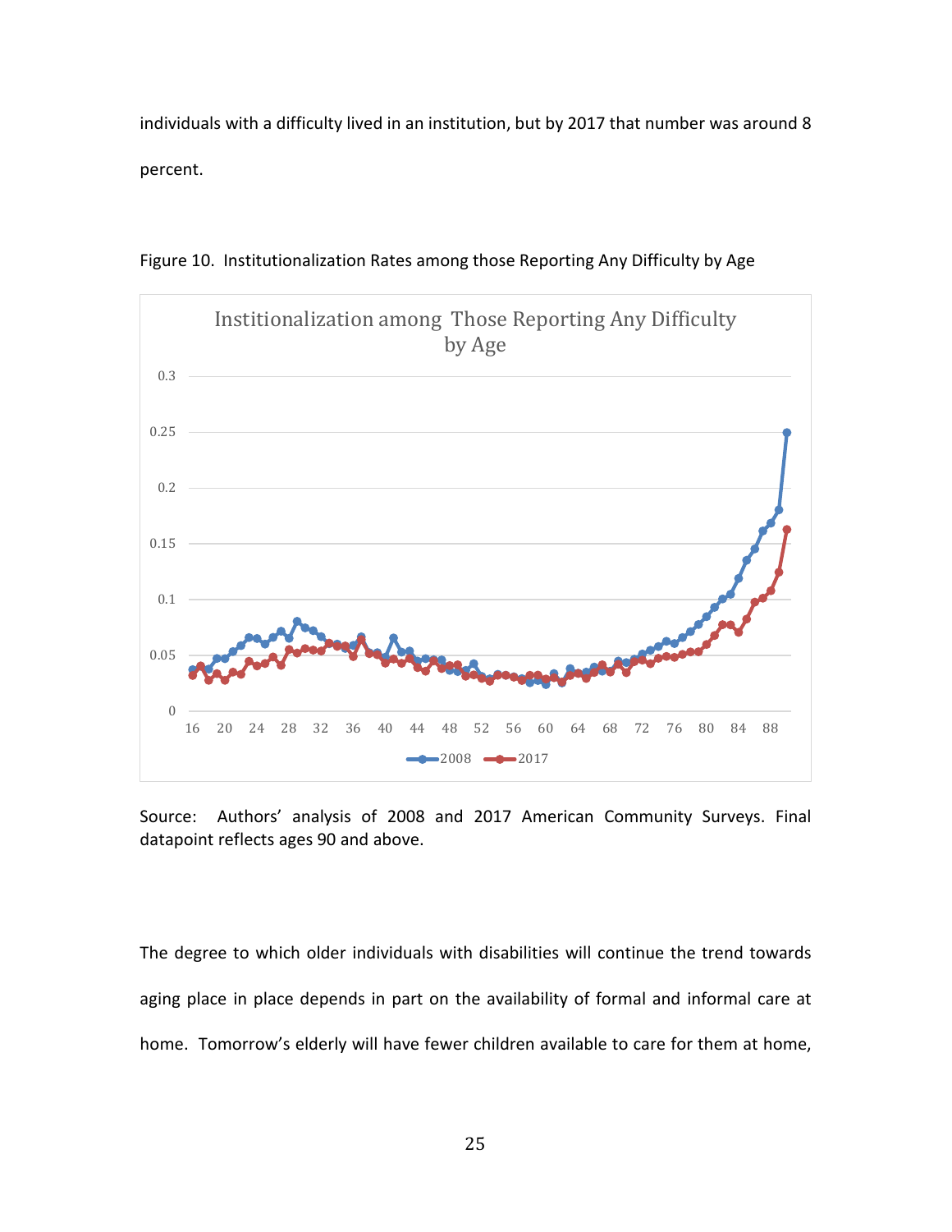individuals with a difficulty lived in an institution, but by 2017 that number was around 8 percent.

Figure 10. Institutionalization Rates among those Reporting Any Difficulty by Age

Source: Authors' analysis of 2008 and 2017 American Community Surveys. Final datapoint reflects ages 90 and above.

The degree to which older individuals with disabilities will continue the trend towards aging place in place depends in part on the availability of formal and informal care at home. Tomorrow's elderly will have fewer children available to care for them at home,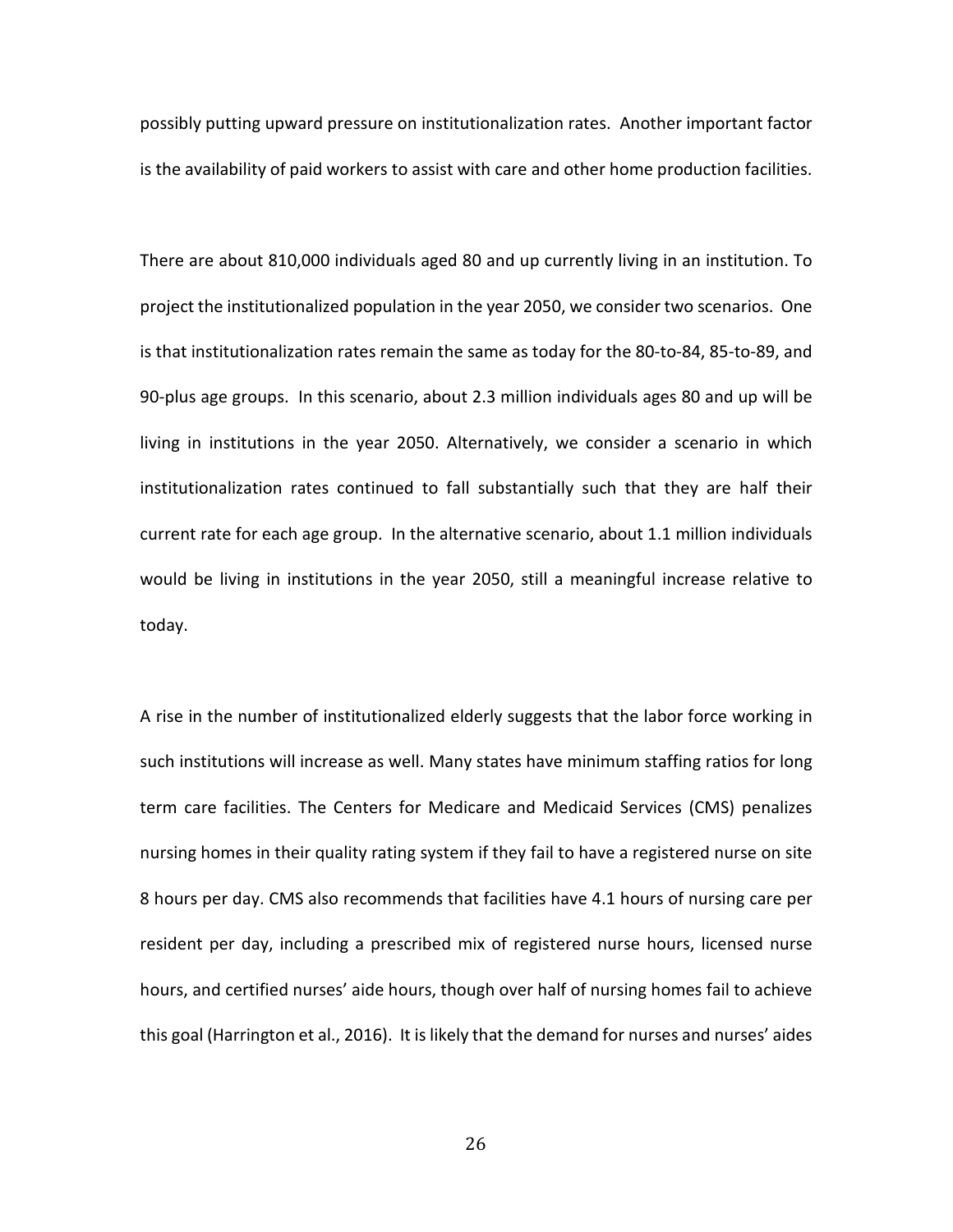possibly putting upward pressure on institutionalization rates. Another important factor is the availability of paid workers to assist with care and other home production facilities.

There are about 810,000 individuals aged 80 and up currently living in an institution. To project the institutionalized population in the year 2050, we consider two scenarios. One is that institutionalization rates remain the same as today for the 80-to-84, 85-to-89, and 90-plus age groups. In this scenario, about 2.3 million individuals ages 80 and up will be living in institutions in the year 2050. Alternatively, we consider a scenario in which institutionalization rates continued to fall substantially such that they are half their current rate for each age group. In the alternative scenario, about 1.1 million individuals would be living in institutions in the year 2050, still a meaningful increase relative to today.

A rise in the number of institutionalized elderly suggests that the labor force working in such institutions will increase as well. Many states have minimum staffing ratios for long term care facilities. The Centers for Medicare and Medicaid Services (CMS) penalizes nursing homes in their quality rating system if they fail to have a registered nurse on site 8 hours per day. CMS also recommends that facilities have 4.1 hours of nursing care per resident per day, including a prescribed mix of registered nurse hours, licensed nurse hours, and certified nurses' aide hours, though over half of nursing homes fail to achieve this goal (Harrington et al., 2016). It is likely that the demand for nurses and nurses' aides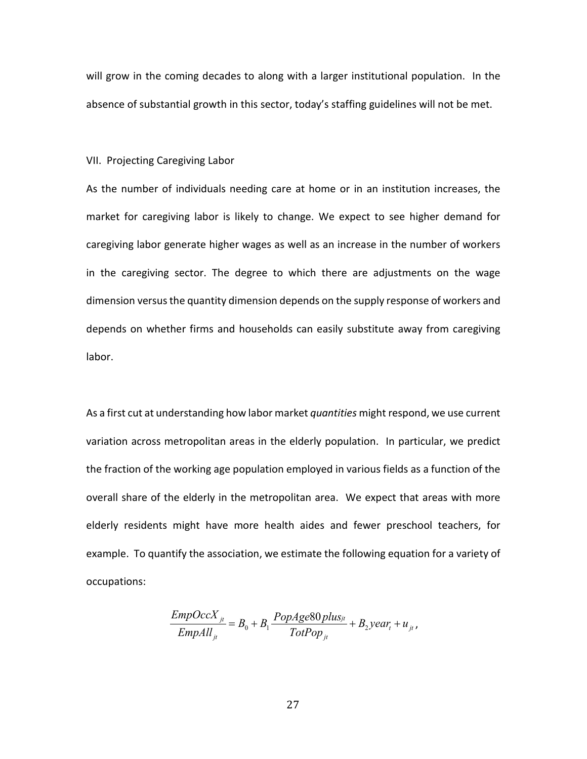will grow in the coming decades to along with a larger institutional population. In the absence of substantial growth in this sector, today's staffing guidelines will not be met.

## VII. Projecting Caregiving Labor

As the number of individuals needing care at home or in an institution increases, the market for caregiving labor is likely to change. We expect to see higher demand for caregiving labor generate higher wages as well as an increase in the number of workers in the caregiving sector. The degree to which there are adjustments on the wage dimension versus the quantity dimension depends on the supply response of workers and depends on whether firms and households can easily substitute away from caregiving labor.

As a first cut at understanding how labor market *quantities* might respond, we use current variation across metropolitan areas in the elderly population. In particular, we predict the fraction of the working age population employed in various fields as a function of the overall share of the elderly in the metropolitan area. We expect that areas with more elderly residents might have more health aides and fewer preschool teachers, for example. To quantify the association, we estimate the following equation for a variety of occupations:

$$\frac{EmpOccX_{jt}}{EmpAll_{jt}} = B_0 + B_1 \frac{PopAge80plus_{jt}}{TotPop_{jt}} + B_2 year_t + u_{jt},$$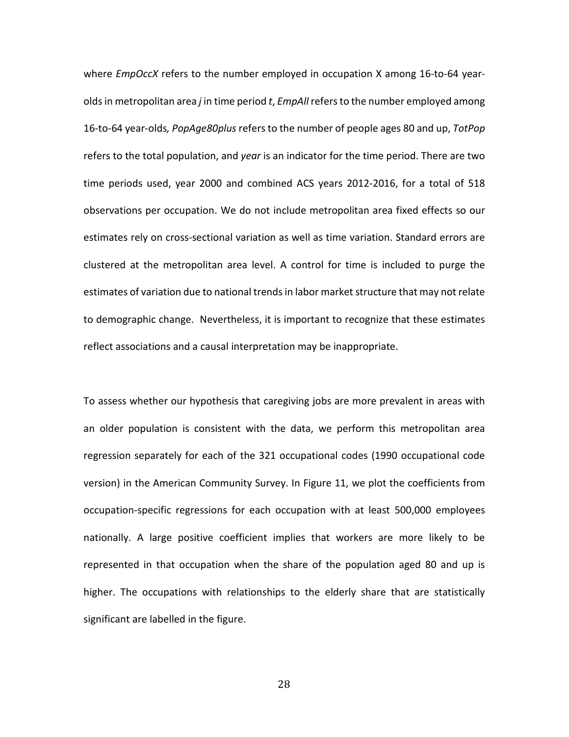where *EmpOccX* refers to the number employed in occupation X among 16-to-64 year-olds in metropolitan area *j* in time period *t*, *EmpAll* refers to the number employed among 16-to-64 year-olds*, PopAge80plus* refers to the number of people ages 80 and up, *TotPop* refers to the total population, and *year* is an indicator for the time period. There are two time periods used, year 2000 and combined ACS years 2012-2016, for a total of 518 observations per occupation. We do not include metropolitan area fixed effects so our estimates rely on cross-sectional variation as well as time variation. Standard errors are clustered at the metropolitan area level. A control for time is included to purge the estimates of variation due to national trends in labor market structure that may not relate to demographic change. Nevertheless, it is important to recognize that these estimates reflect associations and a causal interpretation may be inappropriate.

To assess whether our hypothesis that caregiving jobs are more prevalent in areas with an older population is consistent with the data, we perform this metropolitan area regression separately for each of the 321 occupational codes (1990 occupational code version) in the American Community Survey. In Figure 11, we plot the coefficients from occupation-specific regressions for each occupation with at least 500,000 employees nationally. A large positive coefficient implies that workers are more likely to be represented in that occupation when the share of the population aged 80 and up is higher. The occupations with relationships to the elderly share that are statistically significant are labelled in the figure.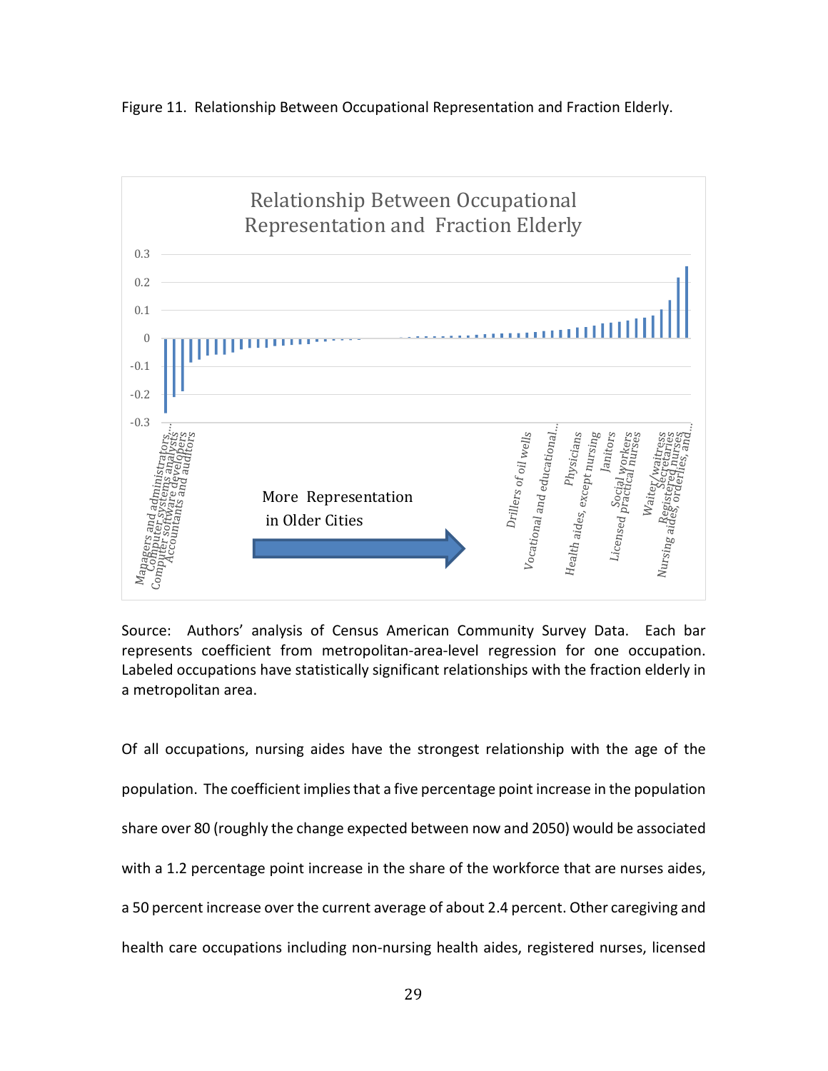Figure 11. Relationship Between Occupational Representation and Fraction Elderly.

Source: Authors' analysis of Census American Community Survey Data. Each bar represents coefficient from metropolitan-area-level regression for one occupation. Labeled occupations have statistically significant relationships with the fraction elderly in a metropolitan area.

Of all occupations, nursing aides have the strongest relationship with the age of the population. The coefficient implies that a five percentage point increase in the population share over 80 (roughly the change expected between now and 2050) would be associated with a 1.2 percentage point increase in the share of the workforce that are nurses aides, a 50 percent increase over the current average of about 2.4 percent. Other caregiving and health care occupations including non-nursing health aides, registered nurses, licensed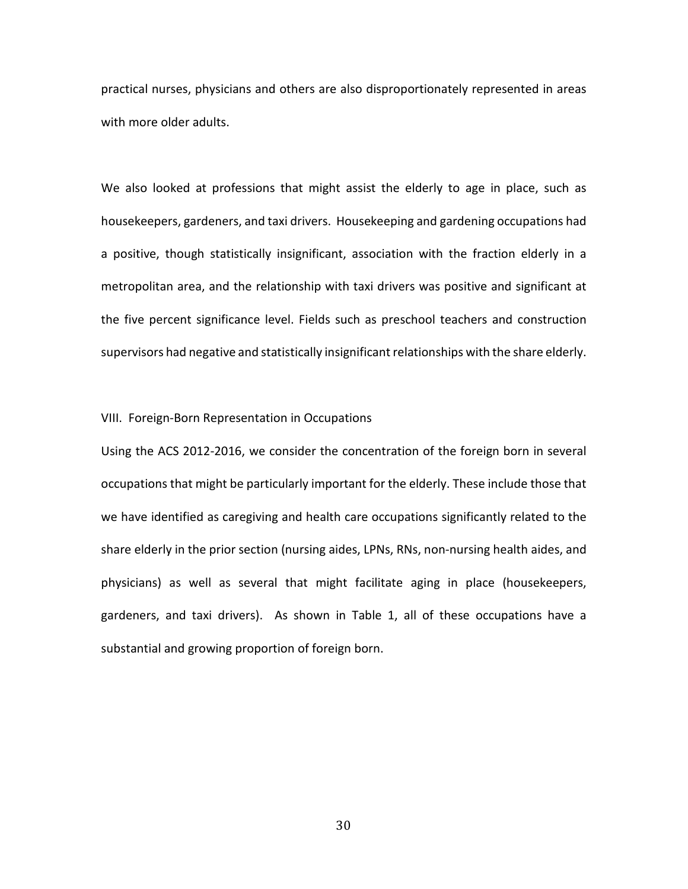practical nurses, physicians and others are also disproportionately represented in areas with more older adults.

We also looked at professions that might assist the elderly to age in place, such as housekeepers, gardeners, and taxi drivers. Housekeeping and gardening occupations had a positive, though statistically insignificant, association with the fraction elderly in a metropolitan area, and the relationship with taxi drivers was positive and significant at the five percent significance level. Fields such as preschool teachers and construction supervisors had negative and statistically insignificant relationships with the share elderly.

## VIII. Foreign-Born Representation in Occupations

Using the ACS 2012-2016, we consider the concentration of the foreign born in several occupations that might be particularly important for the elderly. These include those that we have identified as caregiving and health care occupations significantly related to the share elderly in the prior section (nursing aides, LPNs, RNs, non-nursing health aides, and physicians) as well as several that might facilitate aging in place (housekeepers, gardeners, and taxi drivers). As shown in Table 1, all of these occupations have a substantial and growing proportion of foreign born.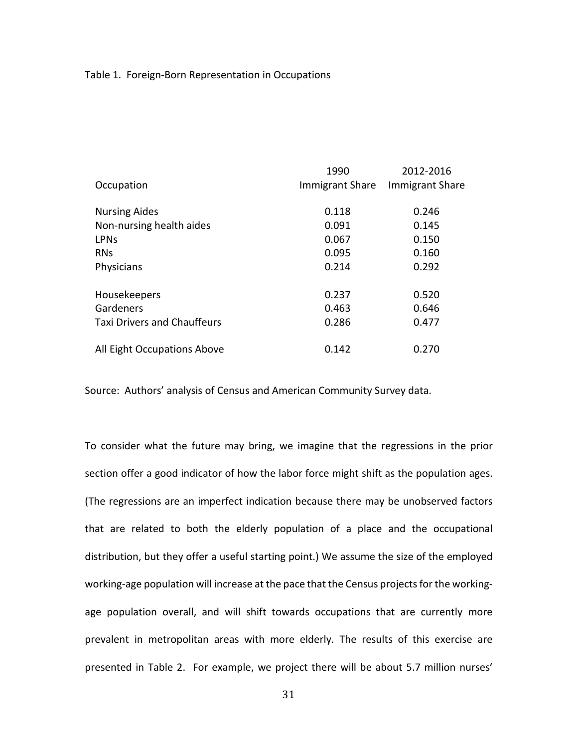Table 1. Foreign-Born Representation in Occupations

| Occupation | 1990 Immigrant Share | 2012-2016 Immigrant Share |
|---|---|---|
| Nursing Aides | 0.118 | 0.246 |
| Non-nursing health aides | 0.091 | 0.145 |
| LPNs | 0.067 | 0.150 |
| RNs | 0.095 | 0.160 |
| Physicians | 0.214 | 0.292 |
| | | |
| Housekeepers | 0.237 | 0.520 |
| Gardeners | 0.463 | 0.646 |
| Taxi Drivers and Chauffeurs | 0.286 | 0.477 |
| | | |
| All Eight Occupations Above | 0.142 | 0.270 |

Source: Authors' analysis of Census and American Community Survey data.

To consider what the future may bring, we imagine that the regressions in the prior section offer a good indicator of how the labor force might shift as the population ages. (The regressions are an imperfect indication because there may be unobserved factors that are related to both the elderly population of a place and the occupational distribution, but they offer a useful starting point.) We assume the size of the employed working-age population will increase at the pace that the Census projects for the working-age population overall, and will shift towards occupations that are currently more prevalent in metropolitan areas with more elderly. The results of this exercise are presented in Table 2. For example, we project there will be about 5.7 million nurses'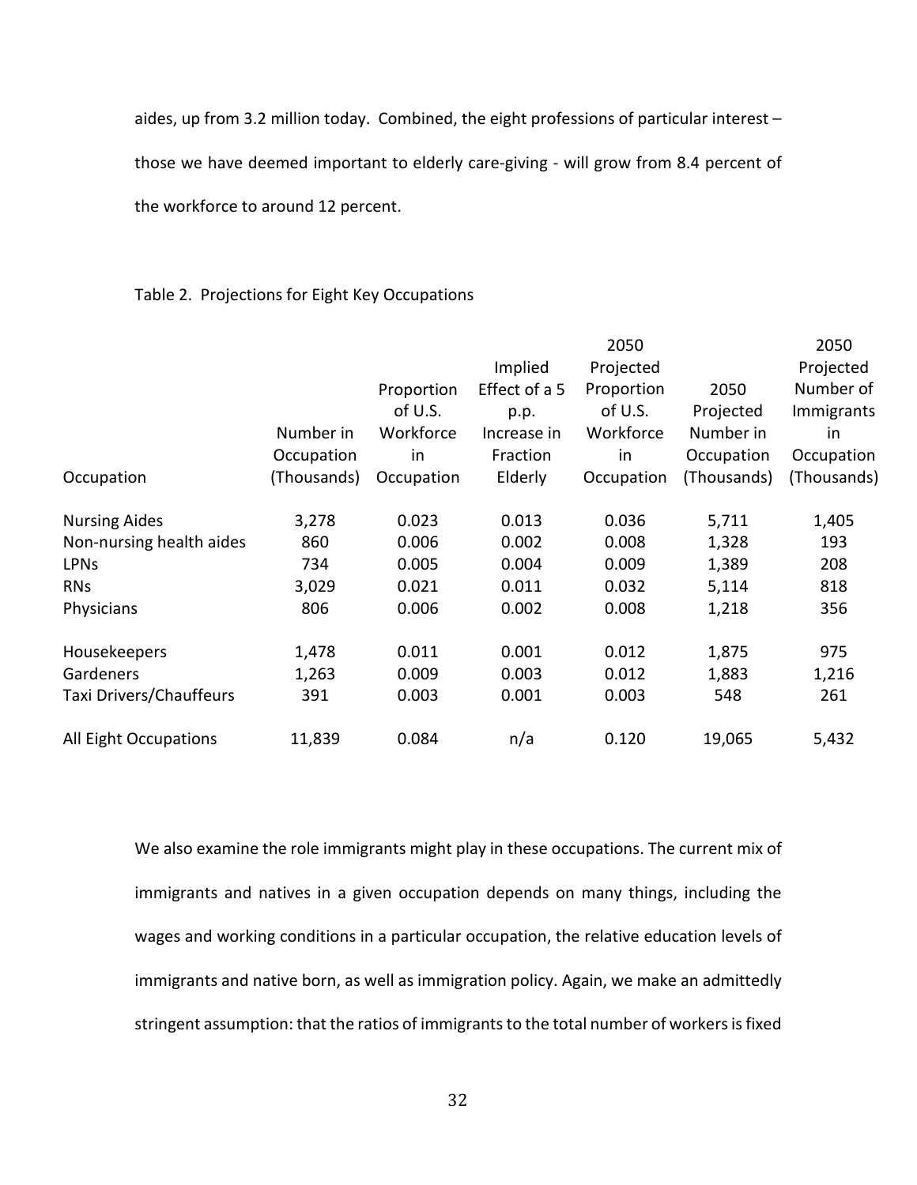aides, up from 3.2 million today. Combined, the eight professions of particular interest – those we have deemed important to elderly care-giving - will grow from 8.4 percent of the workforce to around 12 percent.

Table 2. Projections for Eight Key Occupations

| Occupation | Number in Occupation (Thousands) | Proportion of U.S. Workforce in Occupation | Implied Effect of a 5 p.p. Increase in Fraction Elderly | 2050 Projected Proportion of U.S. Workforce in Occupation | 2050 Projected Number in Occupation (Thousands) | 2050 Projected Number of Immigrants in Occupation (Thousands) |
|---|---|---|---|---|---|---|
| Nursing Aides | 3,278 | 0.023 | 0.013 | 0.036 | 5,711 | 1,405 |
| Non-nursing health aides | 860 | 0.006 | 0.002 | 0.008 | 1,328 | 193 |
| LPNs | 734 | 0.005 | 0.004 | 0.009 | 1,389 | 208 |
| RNs | 3,029 | 0.021 | 0.011 | 0.032 | 5,114 | 818 |
| Physicians | 806 | 0.006 | 0.002 | 0.008 | 1,218 | 356 |
| Housekeepers | 1,478 | 0.011 | 0.001 | 0.012 | 1,875 | 975 |
| Gardeners | 1,263 | 0.009 | 0.003 | 0.012 | 1,883 | 1,216 |
| Taxi Drivers/Chauffeurs | 391 | 0.003 | 0.001 | 0.003 | 548 | 261 |
| All Eight Occupations | 11,839 | 0.084 | n/a | 0.120 | 19,065 | 5,432 |

We also examine the role immigrants might play in these occupations. The current mix of immigrants and natives in a given occupation depends on many things, including the wages and working conditions in a particular occupation, the relative education levels of immigrants and native born, as well as immigration policy. Again, we make an admittedly stringent assumption: that the ratios of immigrants to the total number of workers is fixed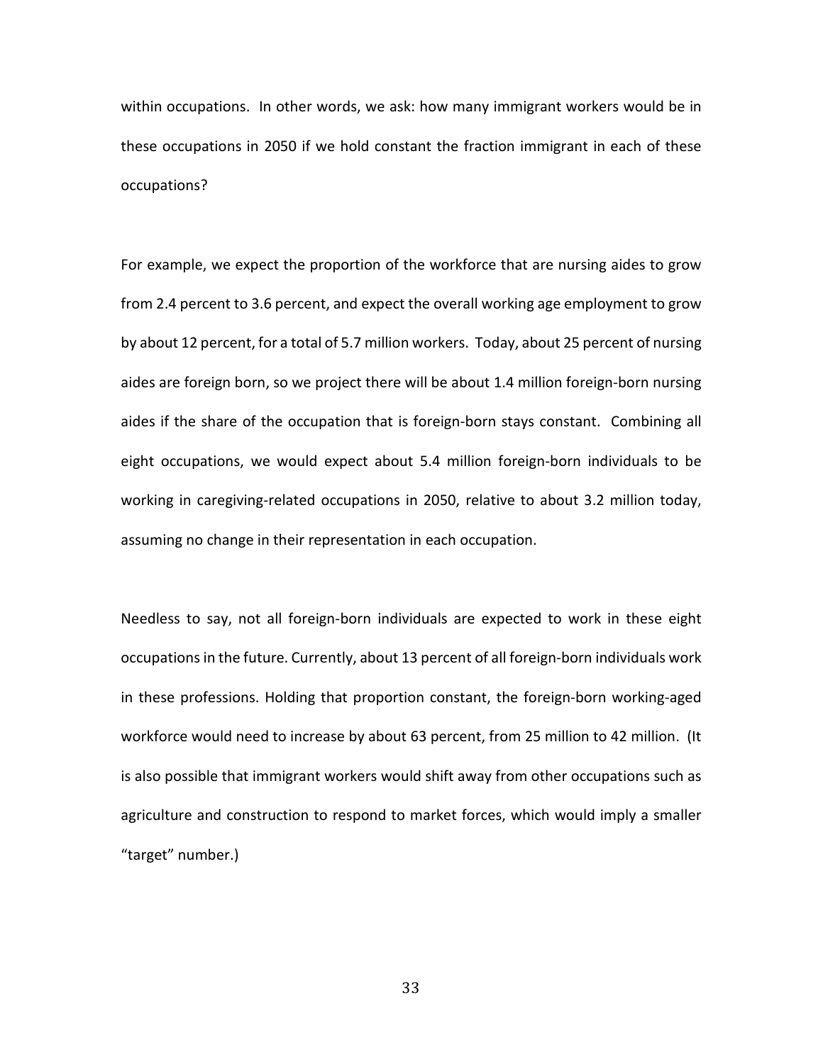within occupations. In other words, we ask: how many immigrant workers would be in these occupations in 2050 if we hold constant the fraction immigrant in each of these occupations?

For example, we expect the proportion of the workforce that are nursing aides to grow from 2.4 percent to 3.6 percent, and expect the overall working age employment to grow by about 12 percent, for a total of 5.7 million workers. Today, about 25 percent of nursing aides are foreign born, so we project there will be about 1.4 million foreign-born nursing aides if the share of the occupation that is foreign-born stays constant. Combining all eight occupations, we would expect about 5.4 million foreign-born individuals to be working in caregiving-related occupations in 2050, relative to about 3.2 million today, assuming no change in their representation in each occupation.

Needless to say, not all foreign-born individuals are expected to work in these eight occupations in the future. Currently, about 13 percent of all foreign-born individuals work in these professions. Holding that proportion constant, the foreign-born working-aged workforce would need to increase by about 63 percent, from 25 million to 42 million. (It is also possible that immigrant workers would shift away from other occupations such as agriculture and construction to respond to market forces, which would imply a smaller "target" number.)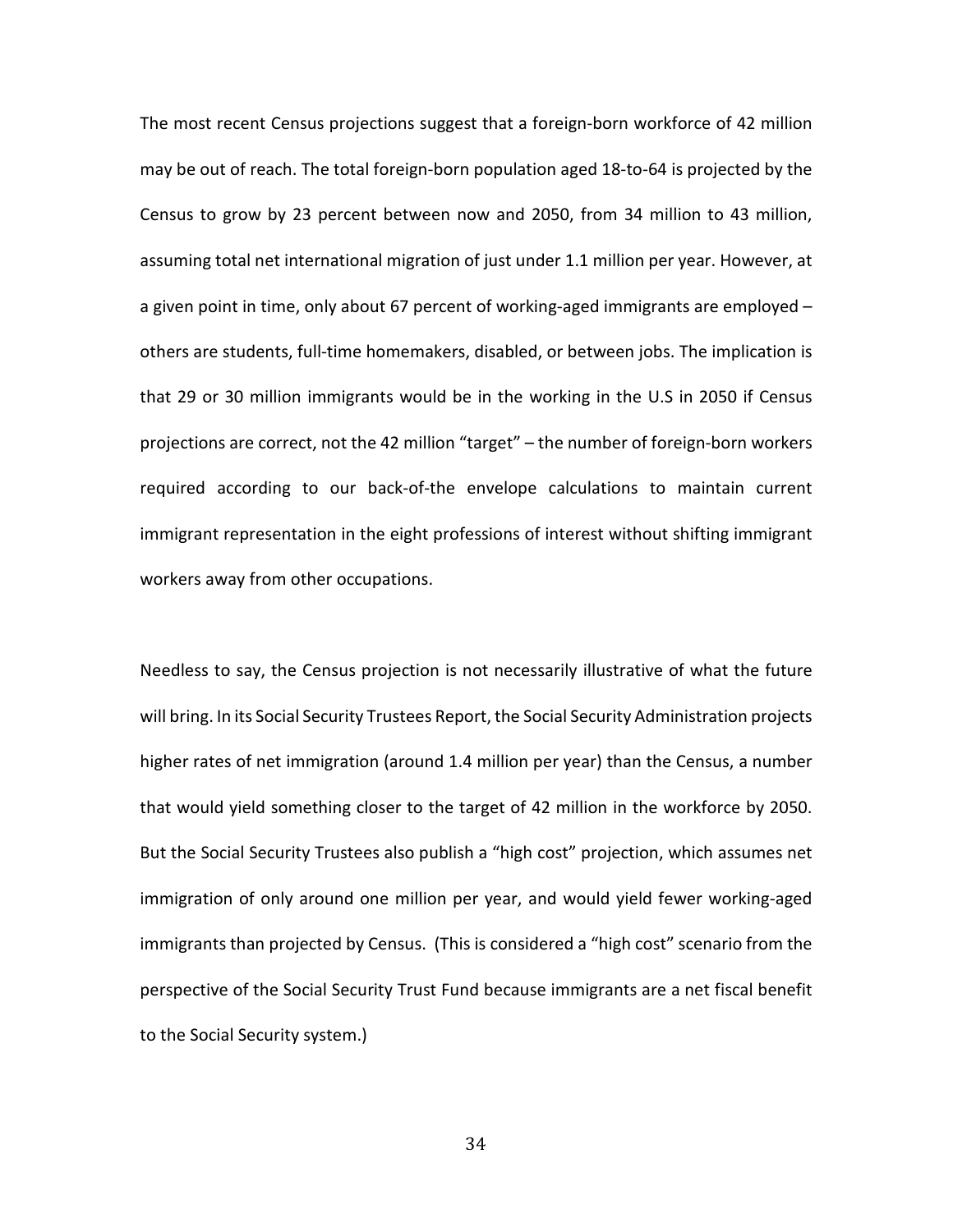The most recent Census projections suggest that a foreign-born workforce of 42 million may be out of reach. The total foreign-born population aged 18-to-64 is projected by the Census to grow by 23 percent between now and 2050, from 34 million to 43 million, assuming total net international migration of just under 1.1 million per year. However, at a given point in time, only about 67 percent of working-aged immigrants are employed – others are students, full-time homemakers, disabled, or between jobs. The implication is that 29 or 30 million immigrants would be in the working in the U.S in 2050 if Census projections are correct, not the 42 million "target" – the number of foreign-born workers required according to our back-of-the envelope calculations to maintain current immigrant representation in the eight professions of interest without shifting immigrant workers away from other occupations.

Needless to say, the Census projection is not necessarily illustrative of what the future will bring. In its Social Security Trustees Report, the Social Security Administration projects higher rates of net immigration (around 1.4 million per year) than the Census, a number that would yield something closer to the target of 42 million in the workforce by 2050. But the Social Security Trustees also publish a "high cost" projection, which assumes net immigration of only around one million per year, and would yield fewer working-aged immigrants than projected by Census. (This is considered a "high cost" scenario from the perspective of the Social Security Trust Fund because immigrants are a net fiscal benefit to the Social Security system.)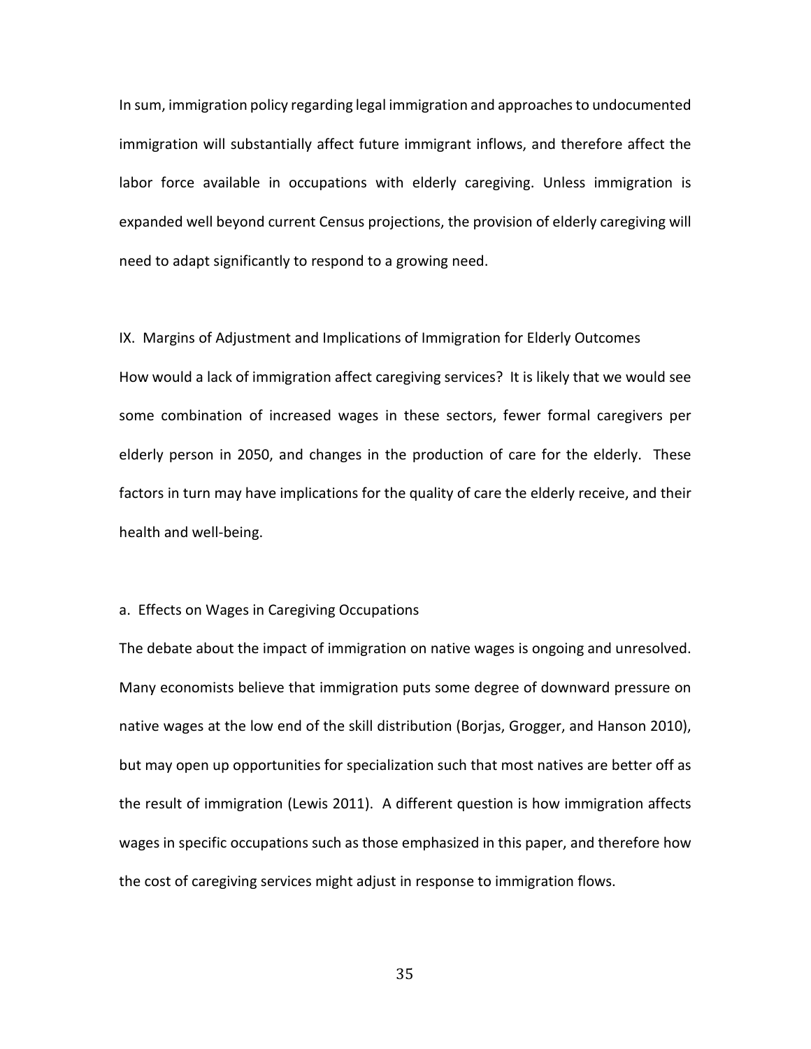In sum, immigration policy regarding legal immigration and approaches to undocumented immigration will substantially affect future immigrant inflows, and therefore affect the labor force available in occupations with elderly caregiving. Unless immigration is expanded well beyond current Census projections, the provision of elderly caregiving will need to adapt significantly to respond to a growing need.

## IX. Margins of Adjustment and Implications of Immigration for Elderly Outcomes

How would a lack of immigration affect caregiving services? It is likely that we would see some combination of increased wages in these sectors, fewer formal caregivers per elderly person in 2050, and changes in the production of care for the elderly. These factors in turn may have implications for the quality of care the elderly receive, and their health and well-being.

### a. Effects on Wages in Caregiving Occupations

The debate about the impact of immigration on native wages is ongoing and unresolved. Many economists believe that immigration puts some degree of downward pressure on native wages at the low end of the skill distribution (Borjas, Grogger, and Hanson 2010), but may open up opportunities for specialization such that most natives are better off as the result of immigration (Lewis 2011). A different question is how immigration affects wages in specific occupations such as those emphasized in this paper, and therefore how the cost of caregiving services might adjust in response to immigration flows.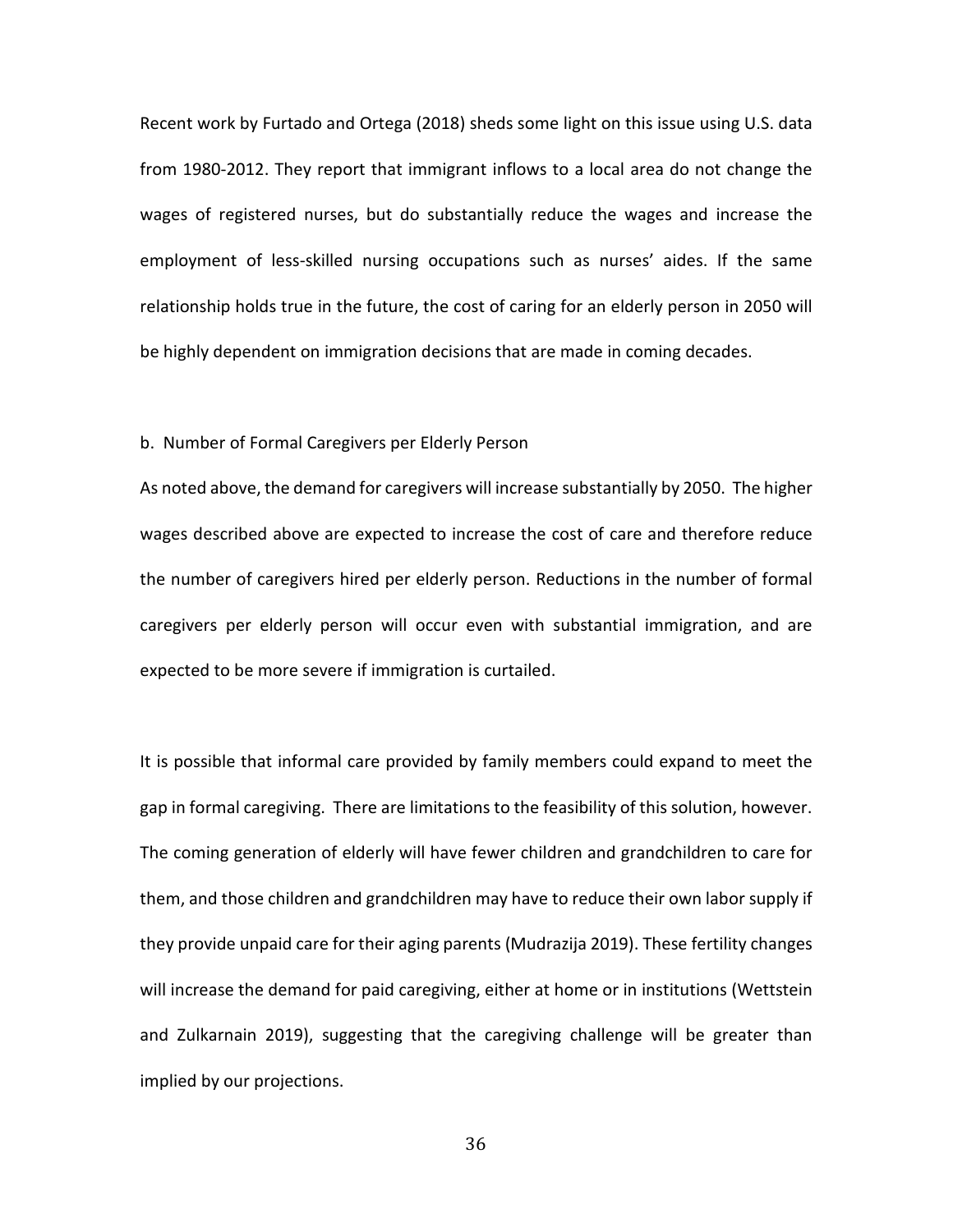Recent work by Furtado and Ortega (2018) sheds some light on this issue using U.S. data from 1980-2012. They report that immigrant inflows to a local area do not change the wages of registered nurses, but do substantially reduce the wages and increase the employment of less-skilled nursing occupations such as nurses' aides. If the same relationship holds true in the future, the cost of caring for an elderly person in 2050 will be highly dependent on immigration decisions that are made in coming decades.

### b. Number of Formal Caregivers per Elderly Person

As noted above, the demand for caregivers will increase substantially by 2050. The higher wages described above are expected to increase the cost of care and therefore reduce the number of caregivers hired per elderly person. Reductions in the number of formal caregivers per elderly person will occur even with substantial immigration, and are expected to be more severe if immigration is curtailed.

It is possible that informal care provided by family members could expand to meet the gap in formal caregiving. There are limitations to the feasibility of this solution, however. The coming generation of elderly will have fewer children and grandchildren to care for them, and those children and grandchildren may have to reduce their own labor supply if they provide unpaid care for their aging parents (Mudrazija 2019). These fertility changes will increase the demand for paid caregiving, either at home or in institutions (Wettstein and Zulkarnain 2019), suggesting that the caregiving challenge will be greater than implied by our projections.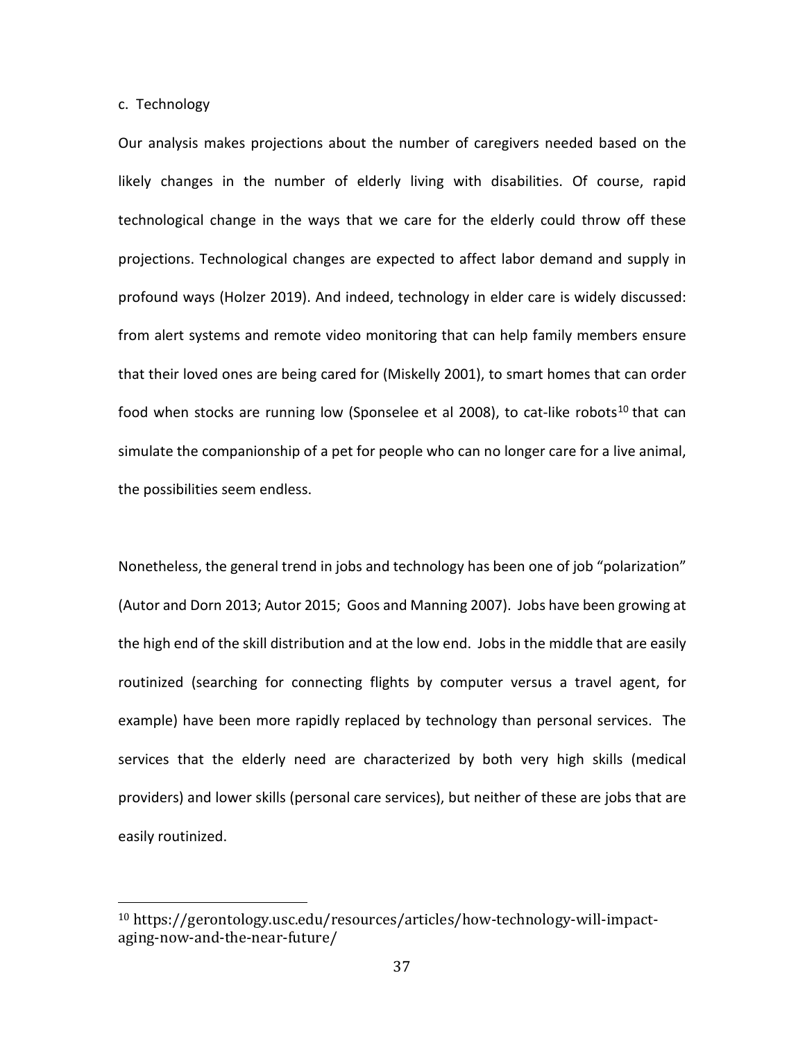### c. Technology

Our analysis makes projections about the number of caregivers needed based on the likely changes in the number of elderly living with disabilities. Of course, rapid technological change in the ways that we care for the elderly could throw off these projections. Technological changes are expected to affect labor demand and supply in profound ways (Holzer 2019). And indeed, technology in elder care is widely discussed: from alert systems and remote video monitoring that can help family members ensure that their loved ones are being cared for (Miskelly 2001), to smart homes that can order food when stocks are running low (Sponselee et al 2008), to cat-like robots[10] that can simulate the companionship of a pet for people who can no longer care for a live animal, the possibilities seem endless.

Nonetheless, the general trend in jobs and technology has been one of job "polarization" (Autor and Dorn 2013; Autor 2015; Goos and Manning 2007). Jobs have been growing at the high end of the skill distribution and at the low end. Jobs in the middle that are easily routinized (searching for connecting flights by computer versus a travel agent, for example) have been more rapidly replaced by technology than personal services. The services that the elderly need are characterized by both very high skills (medical providers) and lower skills (personal care services), but neither of these are jobs that are easily routinized.

---

[10] https://gerontology.usc.edu/resources/articles/how-technology-will-impact-aging-now-and-the-near-future/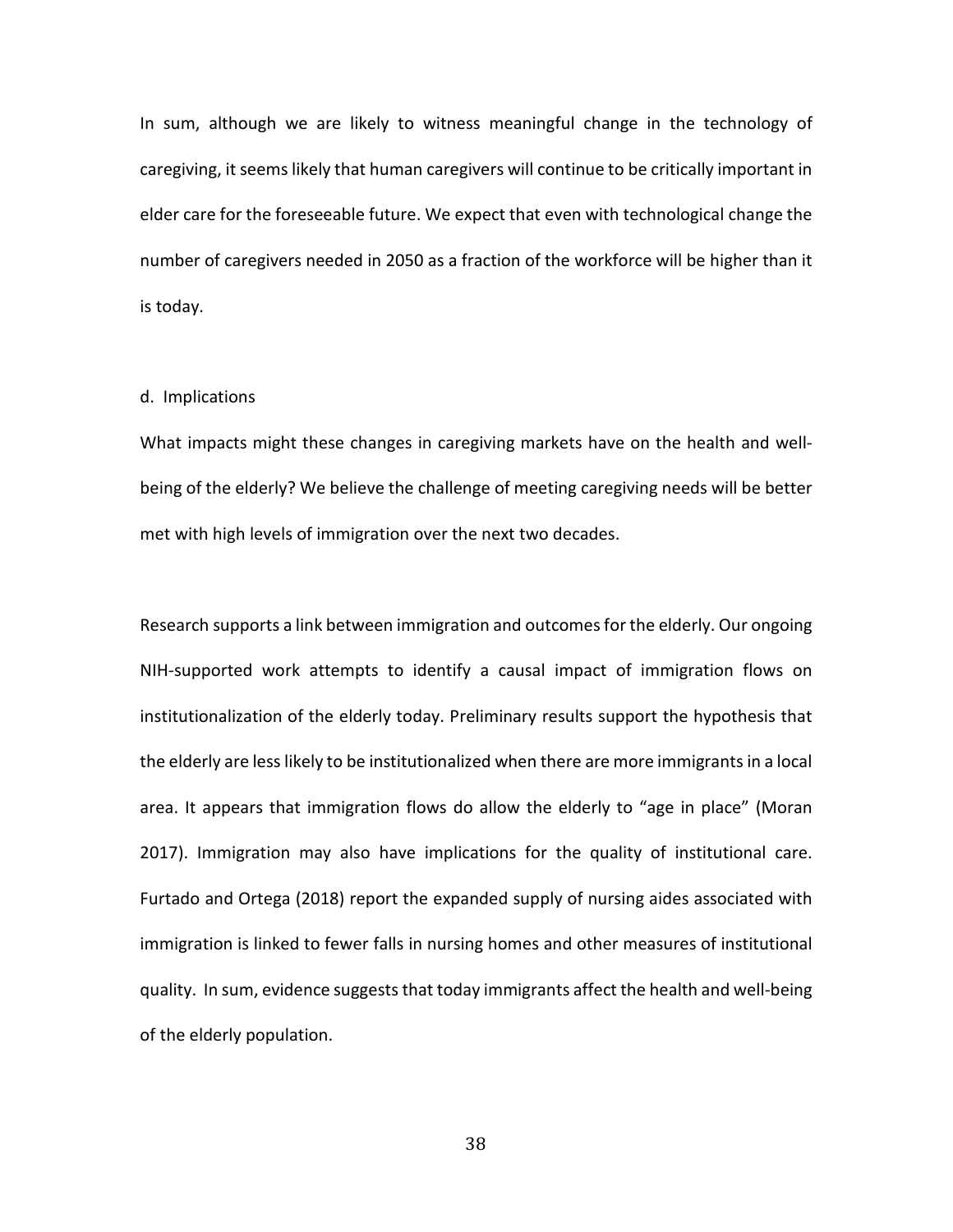In sum, although we are likely to witness meaningful change in the technology of caregiving, it seems likely that human caregivers will continue to be critically important in elder care for the foreseeable future. We expect that even with technological change the number of caregivers needed in 2050 as a fraction of the workforce will be higher than it is today.

### d. Implications

What impacts might these changes in caregiving markets have on the health and well-being of the elderly? We believe the challenge of meeting caregiving needs will be better met with high levels of immigration over the next two decades.

Research supports a link between immigration and outcomes for the elderly. Our ongoing NIH-supported work attempts to identify a causal impact of immigration flows on institutionalization of the elderly today. Preliminary results support the hypothesis that the elderly are less likely to be institutionalized when there are more immigrants in a local area. It appears that immigration flows do allow the elderly to "age in place" (Moran 2017). Immigration may also have implications for the quality of institutional care. Furtado and Ortega (2018) report the expanded supply of nursing aides associated with immigration is linked to fewer falls in nursing homes and other measures of institutional quality. In sum, evidence suggests that today immigrants affect the health and well-being of the elderly population.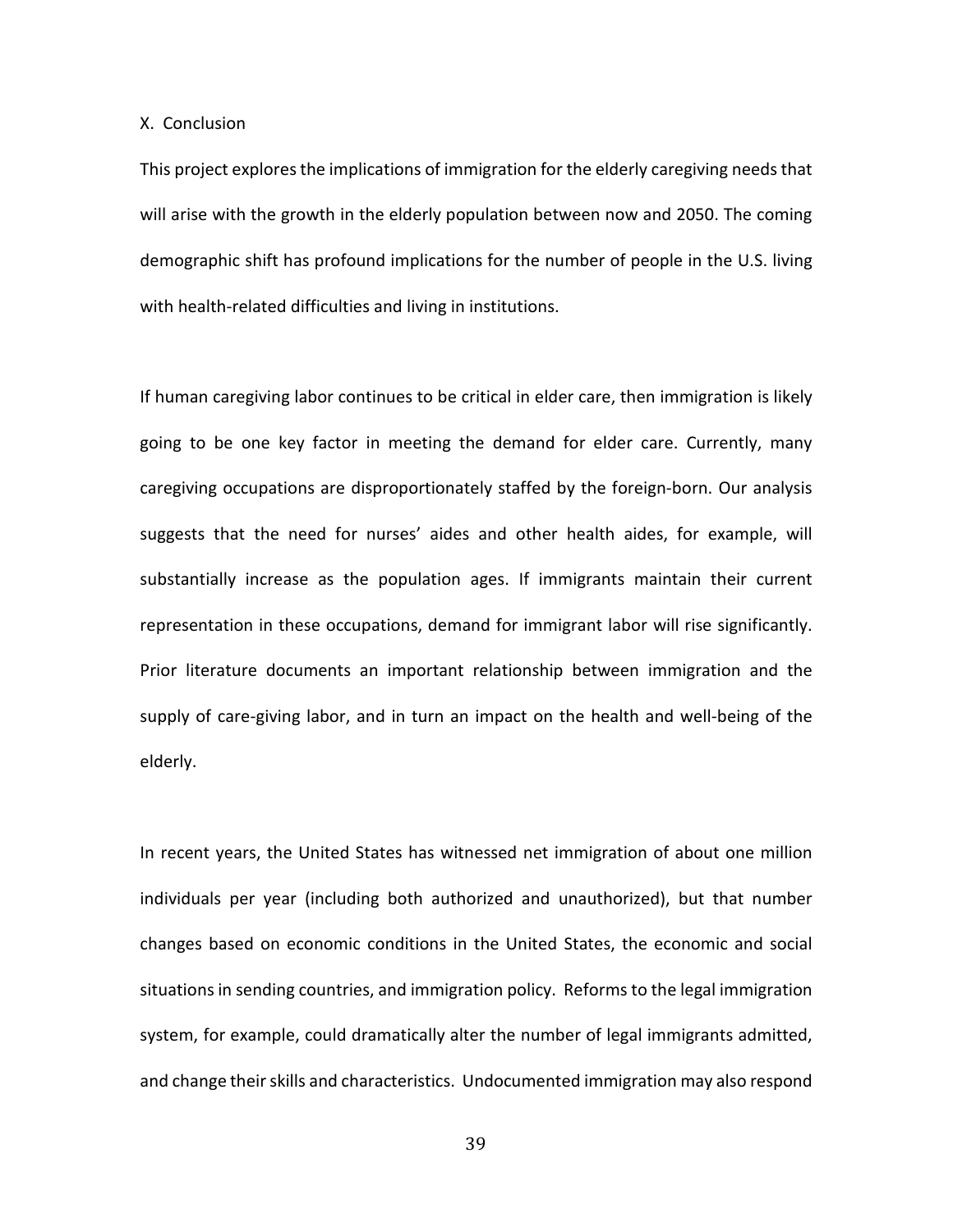## X. Conclusion

This project explores the implications of immigration for the elderly caregiving needs that will arise with the growth in the elderly population between now and 2050. The coming demographic shift has profound implications for the number of people in the U.S. living with health-related difficulties and living in institutions.

If human caregiving labor continues to be critical in elder care, then immigration is likely going to be one key factor in meeting the demand for elder care. Currently, many caregiving occupations are disproportionately staffed by the foreign-born. Our analysis suggests that the need for nurses' aides and other health aides, for example, will substantially increase as the population ages. If immigrants maintain their current representation in these occupations, demand for immigrant labor will rise significantly. Prior literature documents an important relationship between immigration and the supply of care-giving labor, and in turn an impact on the health and well-being of the elderly.

In recent years, the United States has witnessed net immigration of about one million individuals per year (including both authorized and unauthorized), but that number changes based on economic conditions in the United States, the economic and social situations in sending countries, and immigration policy. Reforms to the legal immigration system, for example, could dramatically alter the number of legal immigrants admitted, and change their skills and characteristics. Undocumented immigration may also respond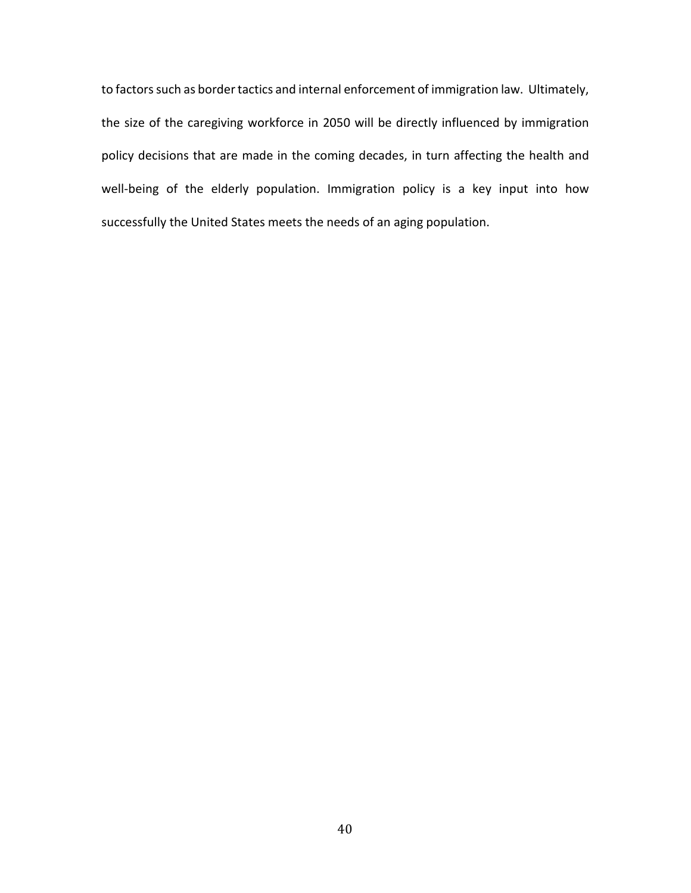to factors such as border tactics and internal enforcement of immigration law. Ultimately, the size of the caregiving workforce in 2050 will be directly influenced by immigration policy decisions that are made in the coming decades, in turn affecting the health and well-being of the elderly population. Immigration policy is a key input into how successfully the United States meets the needs of an aging population.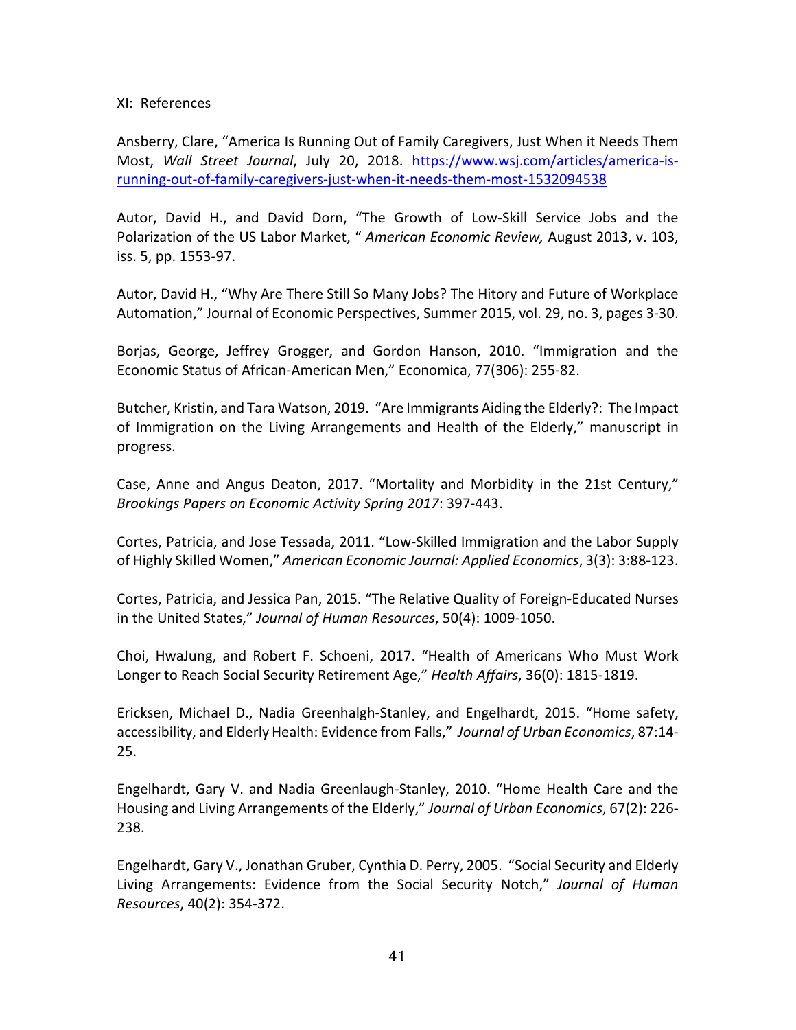XI: References

Ansberry, Clare, "America Is Running Out of Family Caregivers, Just When it Needs Them Most, *Wall Street Journal*, July 20, 2018. https://www.wsj.com/articles/america-is-running-out-of-family-caregivers-just-when-it-needs-them-most-1532094538

Autor, David H., and David Dorn, "The Growth of Low-Skill Service Jobs and the Polarization of the US Labor Market, " *American Economic Review,* August 2013, v. 103, iss. 5, pp. 1553-97.

Autor, David H., "Why Are There Still So Many Jobs? The Hitory and Future of Workplace Automation," Journal of Economic Perspectives, Summer 2015, vol. 29, no. 3, pages 3-30.

Borjas, George, Jeffrey Grogger, and Gordon Hanson, 2010. "Immigration and the Economic Status of African-American Men," Economica, 77(306): 255-82.

Butcher, Kristin, and Tara Watson, 2019. "Are Immigrants Aiding the Elderly?: The Impact of Immigration on the Living Arrangements and Health of the Elderly," manuscript in progress.

Case, Anne and Angus Deaton, 2017. "Mortality and Morbidity in the 21st Century," *Brookings Papers on Economic Activity Spring 2017*: 397-443.

Cortes, Patricia, and Jose Tessada, 2011. "Low-Skilled Immigration and the Labor Supply of Highly Skilled Women," *American Economic Journal: Applied Economics*, 3(3): 3:88-123.

Cortes, Patricia, and Jessica Pan, 2015. "The Relative Quality of Foreign-Educated Nurses in the United States," *Journal of Human Resources*, 50(4): 1009-1050.

Choi, HwaJung, and Robert F. Schoeni, 2017. "Health of Americans Who Must Work Longer to Reach Social Security Retirement Age," *Health Affairs*, 36(0): 1815-1819.

Ericksen, Michael D., Nadia Greenhalgh-Stanley, and Engelhardt, 2015. "Home safety, accessibility, and Elderly Health: Evidence from Falls," *Journal of Urban Economics*, 87:14-25.

Engelhardt, Gary V. and Nadia Greenlaugh-Stanley, 2010. "Home Health Care and the Housing and Living Arrangements of the Elderly," *Journal of Urban Economics*, 67(2): 226-238.

Engelhardt, Gary V., Jonathan Gruber, Cynthia D. Perry, 2005. "Social Security and Elderly Living Arrangements: Evidence from the Social Security Notch," *Journal of Human Resources*, 40(2): 354-372.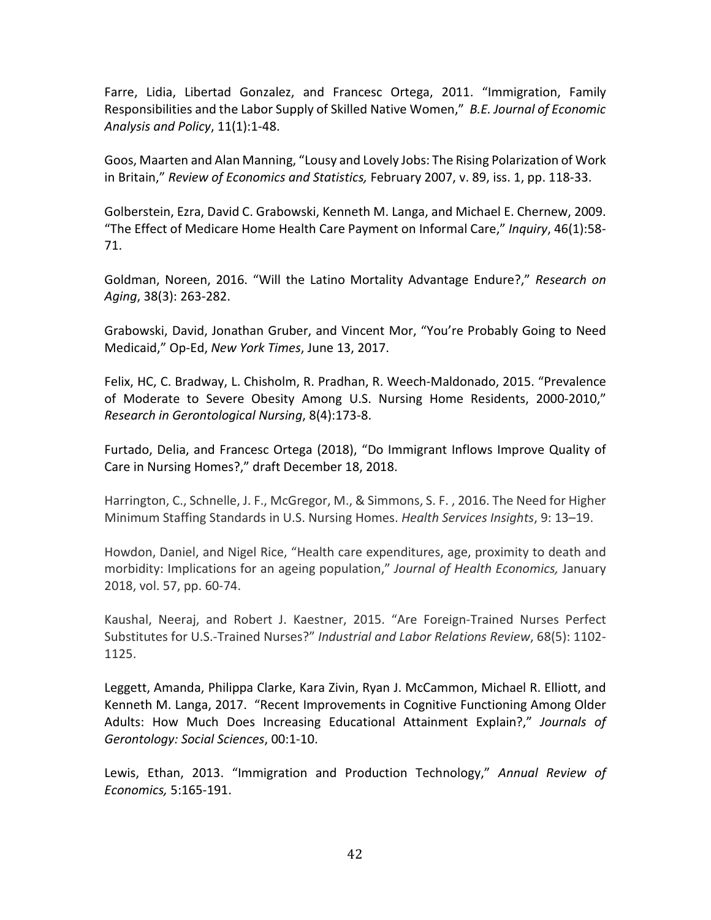Farre, Lidia, Libertad Gonzalez, and Francesc Ortega, 2011. "Immigration, Family Responsibilities and the Labor Supply of Skilled Native Women," *B.E. Journal of Economic Analysis and Policy*, 11(1):1-48.

Goos, Maarten and Alan Manning, "Lousy and Lovely Jobs: The Rising Polarization of Work in Britain," *Review of Economics and Statistics,* February 2007, v. 89, iss. 1, pp. 118-33.

Golberstein, Ezra, David C. Grabowski, Kenneth M. Langa, and Michael E. Chernew, 2009. "The Effect of Medicare Home Health Care Payment on Informal Care," *Inquiry*, 46(1):58-71.

Goldman, Noreen, 2016. "Will the Latino Mortality Advantage Endure?," *Research on Aging*, 38(3): 263-282.

Grabowski, David, Jonathan Gruber, and Vincent Mor, "You're Probably Going to Need Medicaid," Op-Ed, *New York Times*, June 13, 2017.

Felix, HC, C. Bradway, L. Chisholm, R. Pradhan, R. Weech-Maldonado, 2015. "Prevalence of Moderate to Severe Obesity Among U.S. Nursing Home Residents, 2000-2010," *Research in Gerontological Nursing*, 8(4):173-8.

Furtado, Delia, and Francesc Ortega (2018), "Do Immigrant Inflows Improve Quality of Care in Nursing Homes?," draft December 18, 2018.

Harrington, C., Schnelle, J. F., McGregor, M., & Simmons, S. F. , 2016. The Need for Higher Minimum Staffing Standards in U.S. Nursing Homes. *Health Services Insights*, 9: 13–19.

Howdon, Daniel, and Nigel Rice, "Health care expenditures, age, proximity to death and morbidity: Implications for an ageing population," *Journal of Health Economics,* January 2018, vol. 57, pp. 60-74.

Kaushal, Neeraj, and Robert J. Kaestner, 2015. "Are Foreign-Trained Nurses Perfect Substitutes for U.S.-Trained Nurses?" *Industrial and Labor Relations Review*, 68(5): 1102-1125.

Leggett, Amanda, Philippa Clarke, Kara Zivin, Ryan J. McCammon, Michael R. Elliott, and Kenneth M. Langa, 2017. "Recent Improvements in Cognitive Functioning Among Older Adults: How Much Does Increasing Educational Attainment Explain?," *Journals of Gerontology: Social Sciences*, 00:1-10.

Lewis, Ethan, 2013. "Immigration and Production Technology," *Annual Review of Economics,* 5:165-191.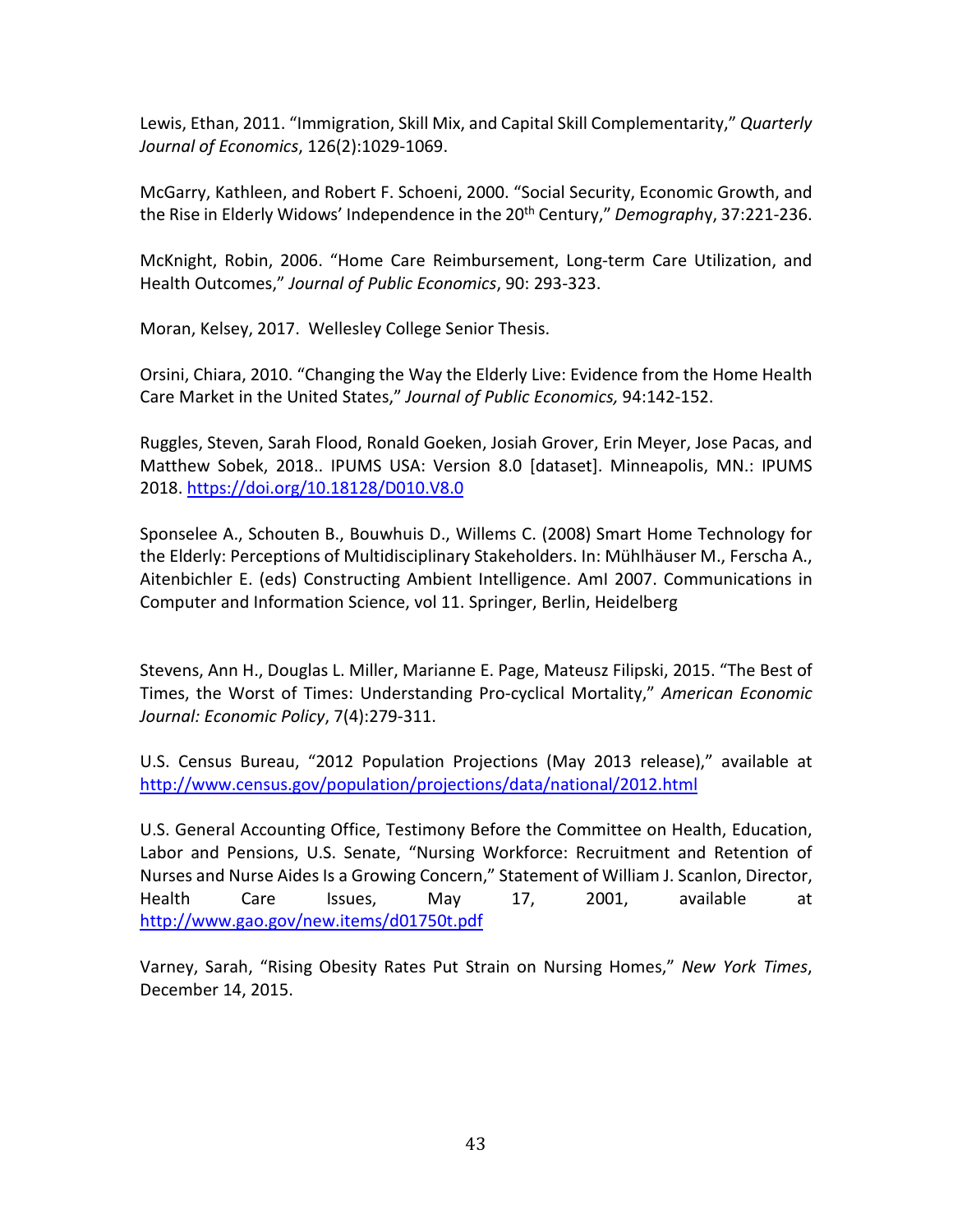Lewis, Ethan, 2011. "Immigration, Skill Mix, and Capital Skill Complementarity," *Quarterly Journal of Economics*, 126(2):1029-1069.

McGarry, Kathleen, and Robert F. Schoeni, 2000. "Social Security, Economic Growth, and the Rise in Elderly Widows' Independence in the 20th Century," *Demography*, 37:221-236.

McKnight, Robin, 2006. "Home Care Reimbursement, Long-term Care Utilization, and Health Outcomes," *Journal of Public Economics*, 90: 293-323.

Moran, Kelsey, 2017. Wellesley College Senior Thesis.

Orsini, Chiara, 2010. "Changing the Way the Elderly Live: Evidence from the Home Health Care Market in the United States," *Journal of Public Economics,* 94:142-152.

Ruggles, Steven, Sarah Flood, Ronald Goeken, Josiah Grover, Erin Meyer, Jose Pacas, and Matthew Sobek, 2018.. IPUMS USA: Version 8.0 [dataset]. Minneapolis, MN.: IPUMS 2018. https://doi.org/10.18128/D010.V8.0

Sponselee A., Schouten B., Bouwhuis D., Willems C. (2008) Smart Home Technology for the Elderly: Perceptions of Multidisciplinary Stakeholders. In: Mühlhäuser M., Ferscha A., Aitenbichler E. (eds) Constructing Ambient Intelligence. AmI 2007. Communications in Computer and Information Science, vol 11. Springer, Berlin, Heidelberg

Stevens, Ann H., Douglas L. Miller, Marianne E. Page, Mateusz Filipski, 2015. "The Best of Times, the Worst of Times: Understanding Pro-cyclical Mortality," *American Economic Journal: Economic Policy*, 7(4):279-311.

U.S. Census Bureau, "2012 Population Projections (May 2013 release)," available at http://www.census.gov/population/projections/data/national/2012.html

U.S. General Accounting Office, Testimony Before the Committee on Health, Education, Labor and Pensions, U.S. Senate, "Nursing Workforce: Recruitment and Retention of Nurses and Nurse Aides Is a Growing Concern," Statement of William J. Scanlon, Director, Health Care Issues, May 17, 2001, available at http://www.gao.gov/new.items/d01750t.pdf

Varney, Sarah, "Rising Obesity Rates Put Strain on Nursing Homes," *New York Times*, December 14, 2015.